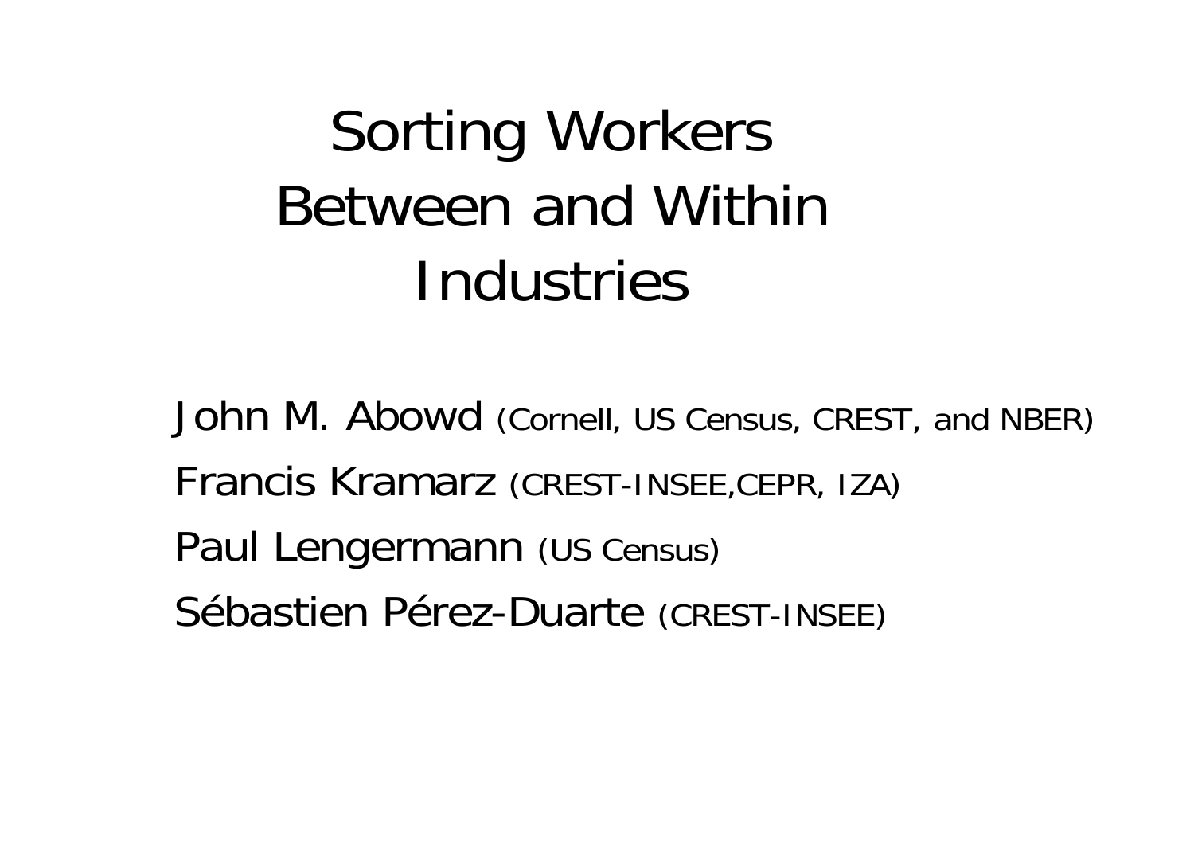# Sorting Workers Between and Within Industries

John M. Abowd (Cornell, US Census, CREST, and NBER)

Francis Kramarz (CREST-INSEE,CEPR, IZA)

Paul Lengermann (US Census)

Sébastien Pérez-Duarte (CREST-INSEE)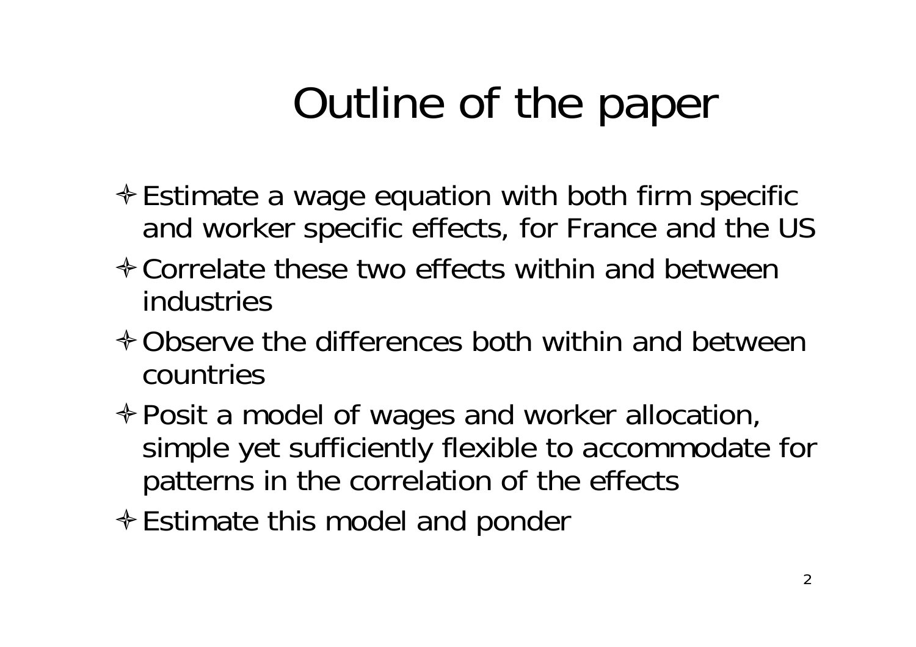# Outline of the paper

- Estimate a wage equation with both firm specific and worker specific effects, for France and the US
- Correlate these two effects within and between industries
- Observe the differences both within and between countries
- Posit a model of wages and worker allocation, simple yet sufficiently flexible to accommodate for patterns in the correlation of the effects
- Estimate this model and ponder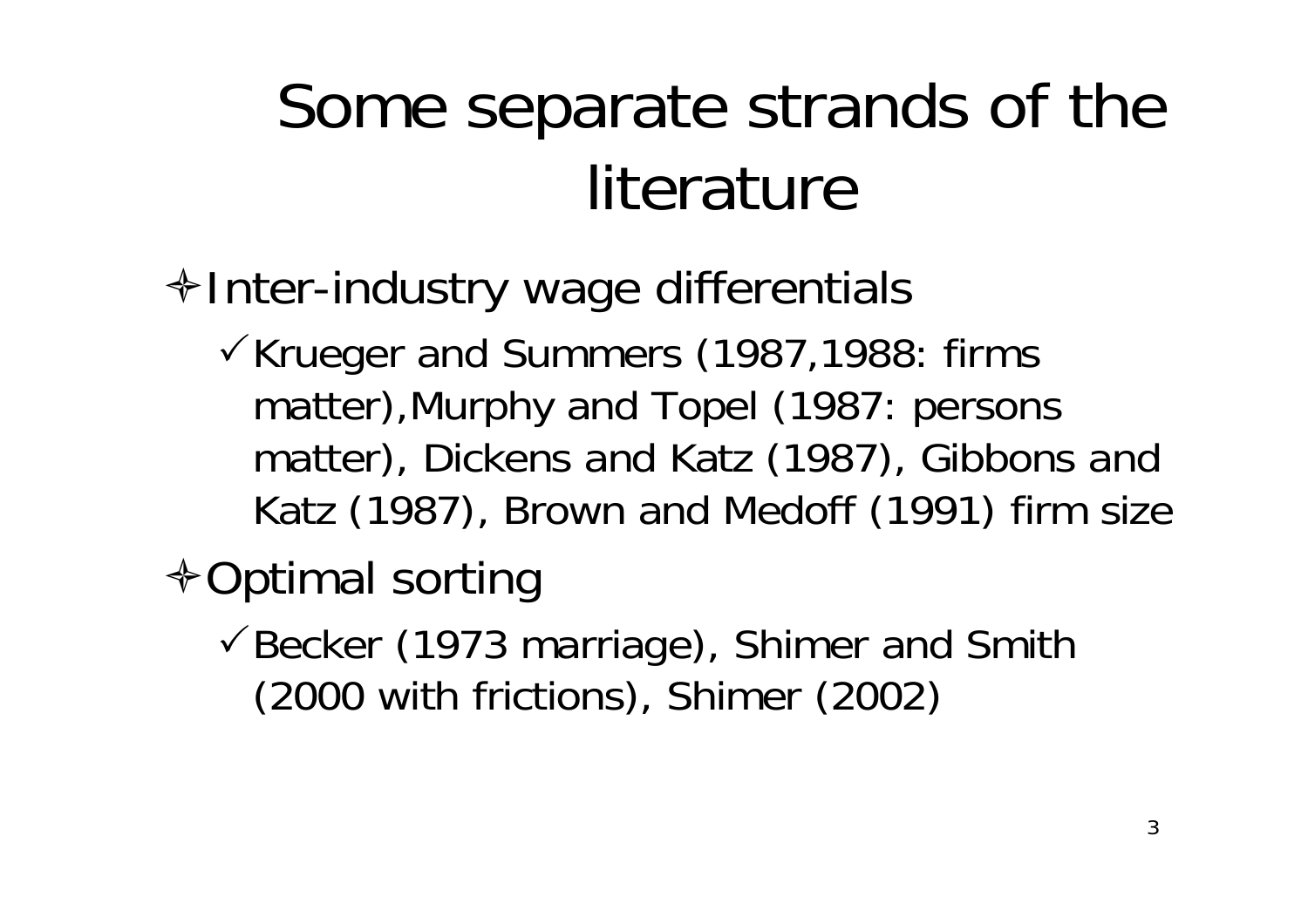# Some separate strands of the literature

- Inter-industry wage differentials
  - Krueger and Summers (1987,1988: firms matter),Murphy and Topel (1987: persons matter), Dickens and Katz (1987), Gibbons and Katz (1987), Brown and Medoff (1991) firm size
- Optimal sorting
  - Becker (1973 marriage), Shimer and Smith (2000 with frictions), Shimer (2002)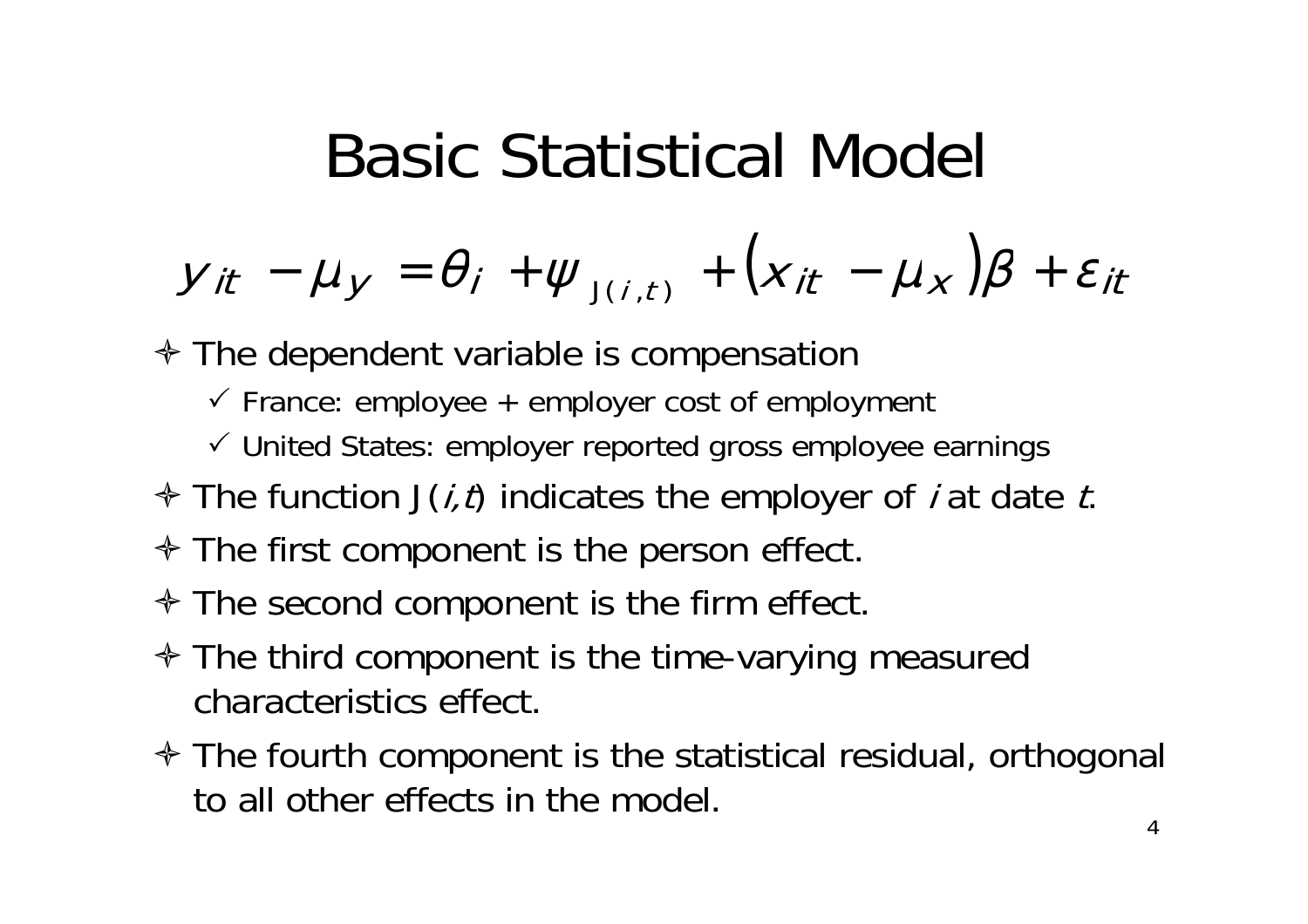# Basic Statistical Model

$$y_{it} - \mu_y = \theta_i + \psi_{J(i,t)} + (x_{it} - \mu_x)\beta + \varepsilon_{it}$$

- The dependent variable is compensation
  - ✓ France: employee + employer cost of employment
  - ✓ United States: employer reported gross employee earnings
- The function J(*i,t*) indicates the employer of *i* at date *t*.
- The first component is the person effect.
- The second component is the firm effect.
- The third component is the time-varying measured characteristics effect.
- The fourth component is the statistical residual, orthogonal to all other effects in the model.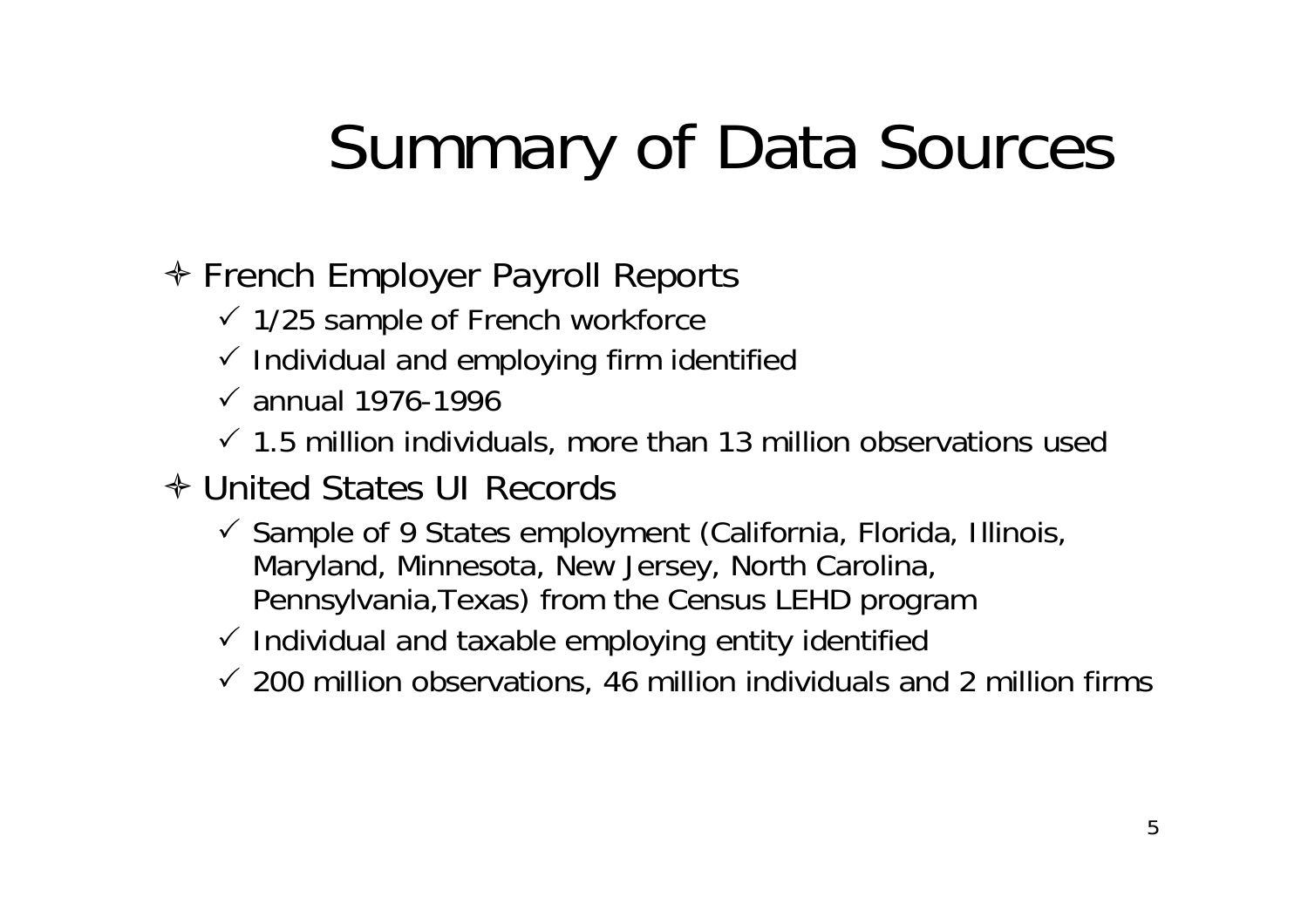# Summary of Data Sources

- French Employer Payroll Reports
  - 1/25 sample of French workforce
  - Individual and employing firm identified
  - annual 1976-1996
  - 1.5 million individuals, more than 13 million observations used
- United States UI Records
  - Sample of 9 States employment (California, Florida, Illinois, Maryland, Minnesota, New Jersey, North Carolina, Pennsylvania,Texas) from the Census LEHD program
  - Individual and taxable employing entity identified
  - 200 million observations, 46 million individuals and 2 million firms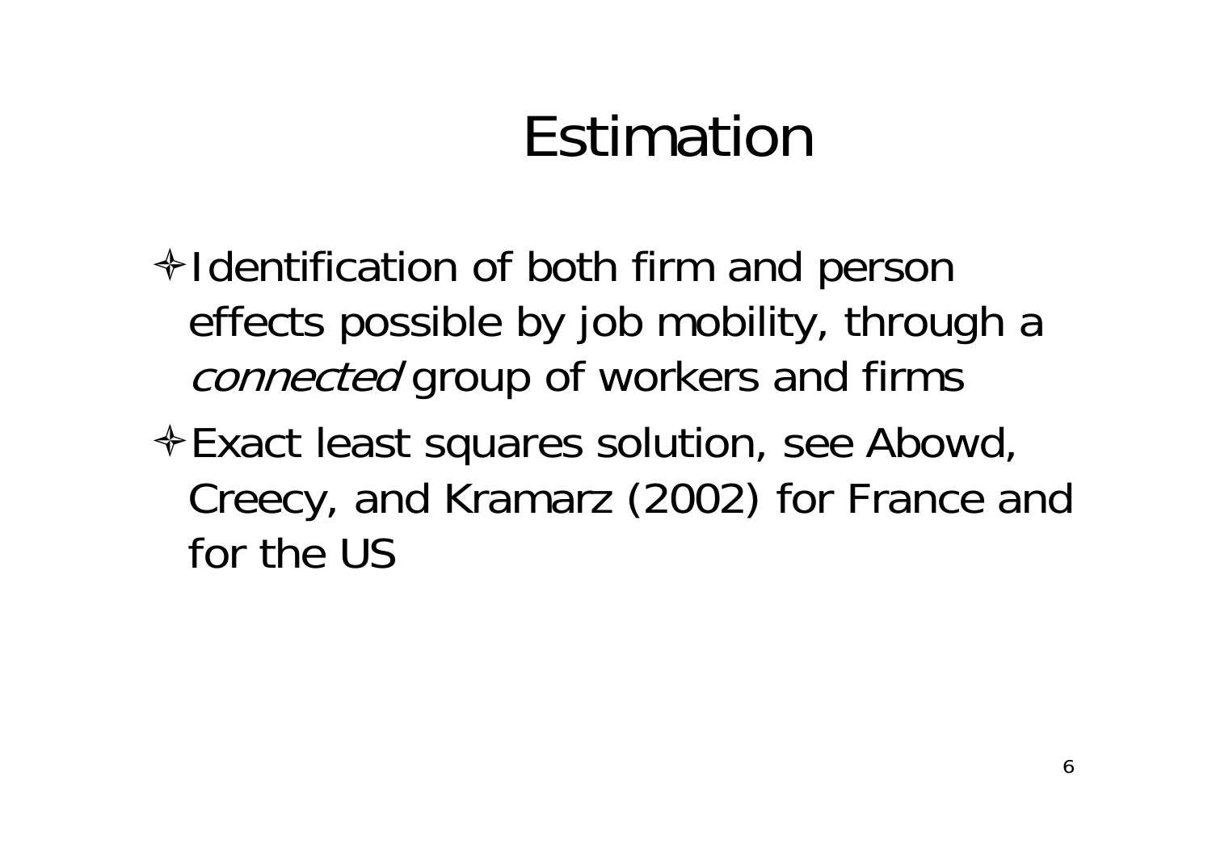# Estimation

- Identification of both firm and person effects possible by job mobility, through a *connected* group of workers and firms
- Exact least squares solution, see Abowd, Creecy, and Kramarz (2002) for France and for the US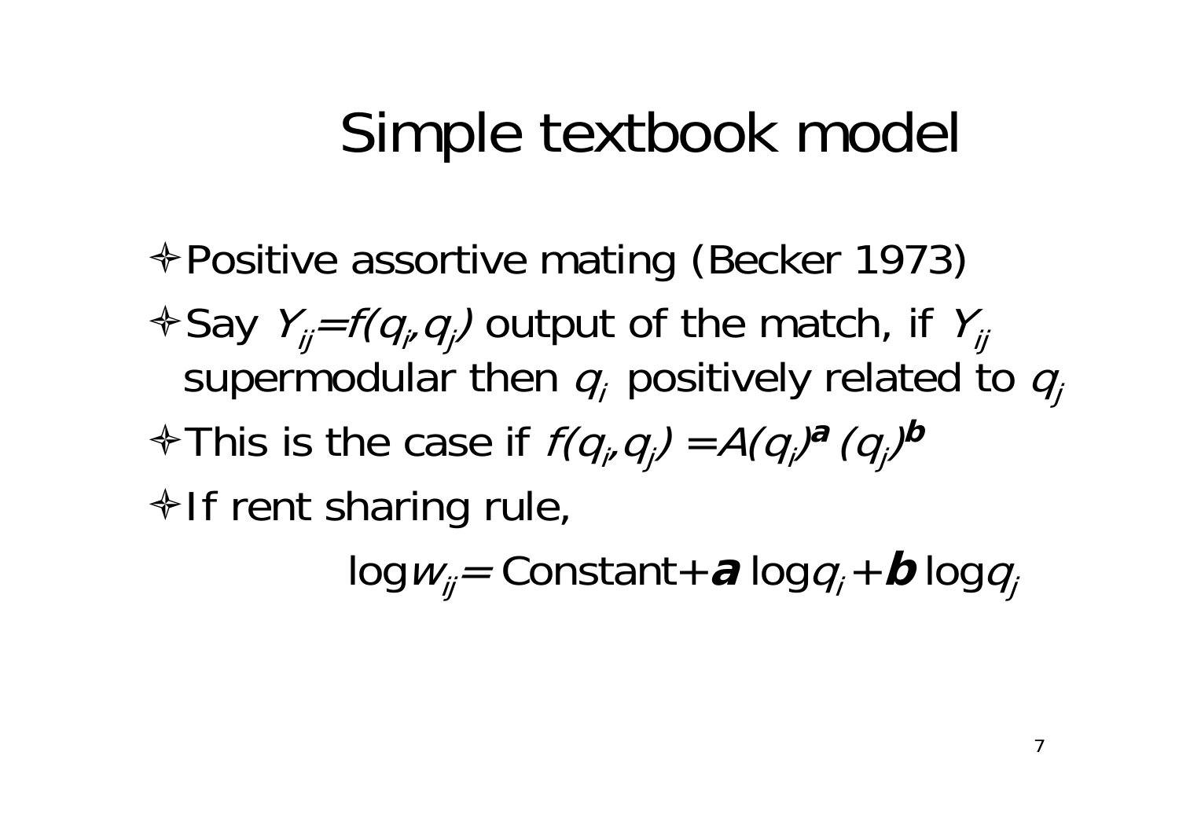# Simple textbook model

- Positive assortive mating (Becker 1973)
- Say $Y_{ij}=f(q_i,q_j)$ output of the match, if $Y_{ij}$ supermodular then $q_i$ positively related to $q_j$
- This is the case if $f(q_i,q_j) = A(q_i)^{\boldsymbol{a}} (q_j)^{\boldsymbol{b}}$
- If rent sharing rule,

$$\log w_{ij} = \text{Constant} + \boldsymbol{a} \log q_i + \boldsymbol{b} \log q_j$$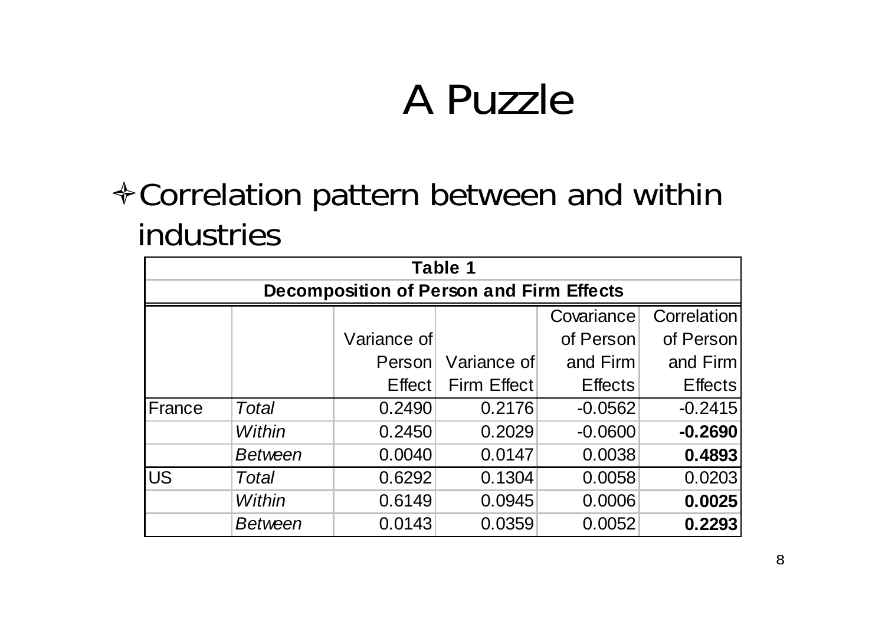# A Puzzle

- Correlation pattern between and within industries

| Table 1 | | | | | |
|---|---|---|---|---|---|
| **Decomposition of Person and Firm Effects** | | | | | |
| | | Variance of Person Effect | Variance of Firm Effect | Covariance of Person and Firm Effects | Correlation of Person and Firm Effects |
| France | *Total* | 0.2490 | 0.2176 | -0.0562 | -0.2415 |
| | *Within* | 0.2450 | 0.2029 | -0.0600 | **-0.2690** |
| | *Between* | 0.0040 | 0.0147 | 0.0038 | **0.4893** |
| US | *Total* | 0.6292 | 0.1304 | 0.0058 | 0.0203 |
| | *Within* | 0.6149 | 0.0945 | 0.0006 | **0.0025** |
| | *Between* | 0.0143 | 0.0359 | 0.0052 | **0.2293** |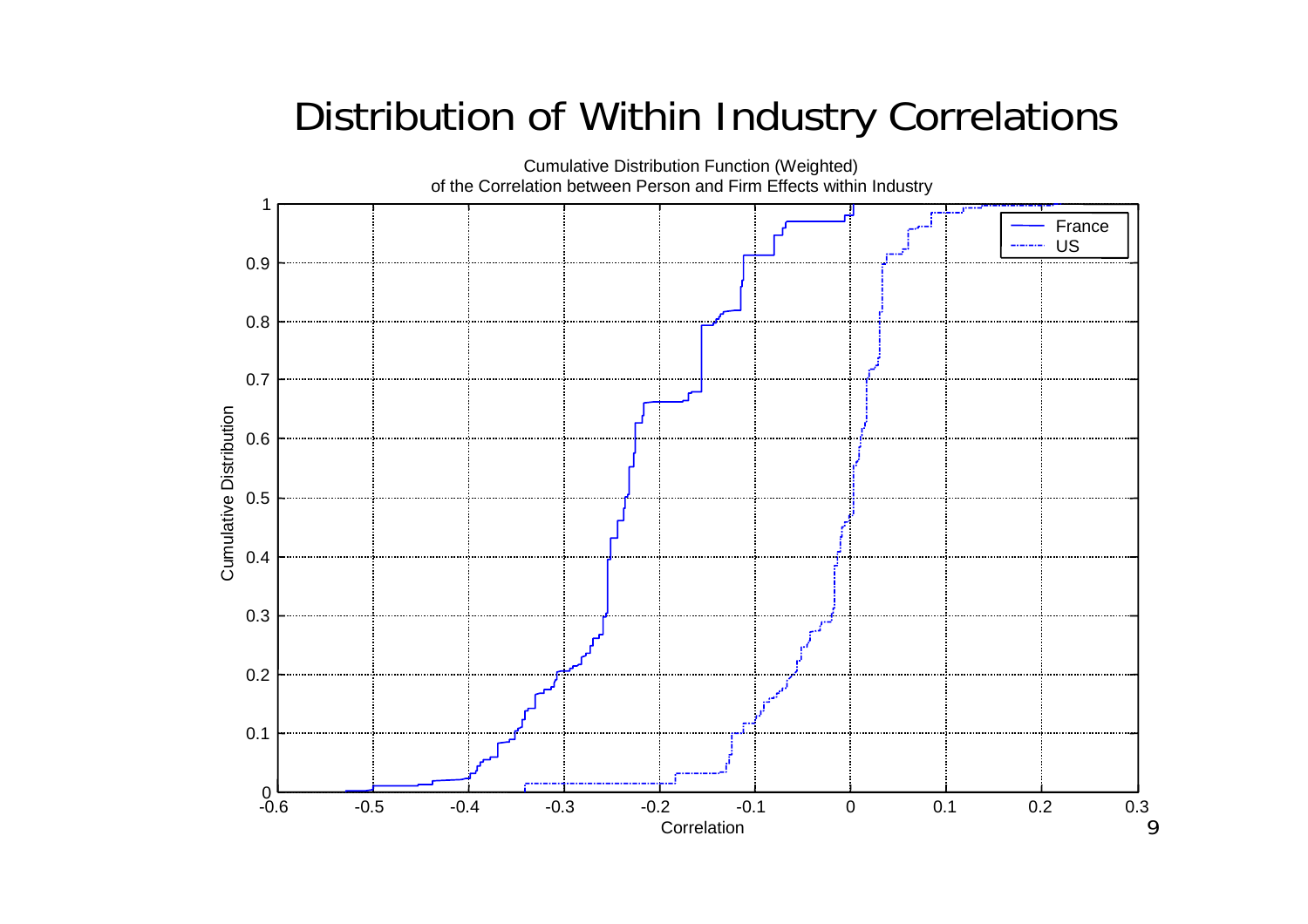# Distribution of Within Industry Correlations

Cumulative Distribution Function (Weighted)
of the Correlation between Person and Firm Effects within Industry

Cumulative Distribution

Correlation

France
US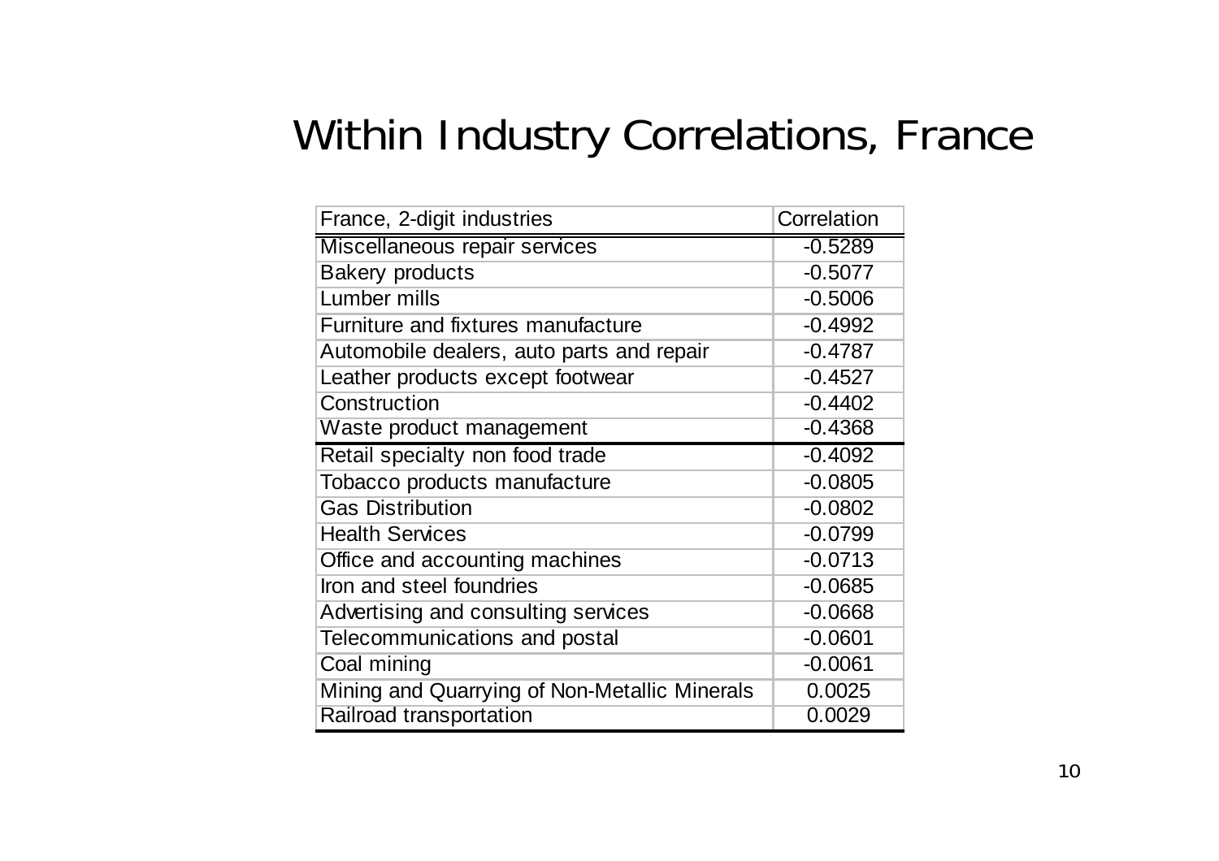# Within Industry Correlations, France

| France, 2-digit industries | Correlation |
|---|---|
| Miscellaneous repair services | -0.5289 |
| Bakery products | -0.5077 |
| Lumber mills | -0.5006 |
| Furniture and fixtures manufacture | -0.4992 |
| Automobile dealers, auto parts and repair | -0.4787 |
| Leather products except footwear | -0.4527 |
| Construction | -0.4402 |
| Waste product management | -0.4368 |
| Retail specialty non food trade | -0.4092 |
| Tobacco products manufacture | -0.0805 |
| Gas Distribution | -0.0802 |
| Health Services | -0.0799 |
| Office and accounting machines | -0.0713 |
| Iron and steel foundries | -0.0685 |
| Advertising and consulting services | -0.0668 |
| Telecommunications and postal | -0.0601 |
| Coal mining | -0.0061 |
| Mining and Quarrying of Non-Metallic Minerals | 0.0025 |
| Railroad transportation | 0.0029 |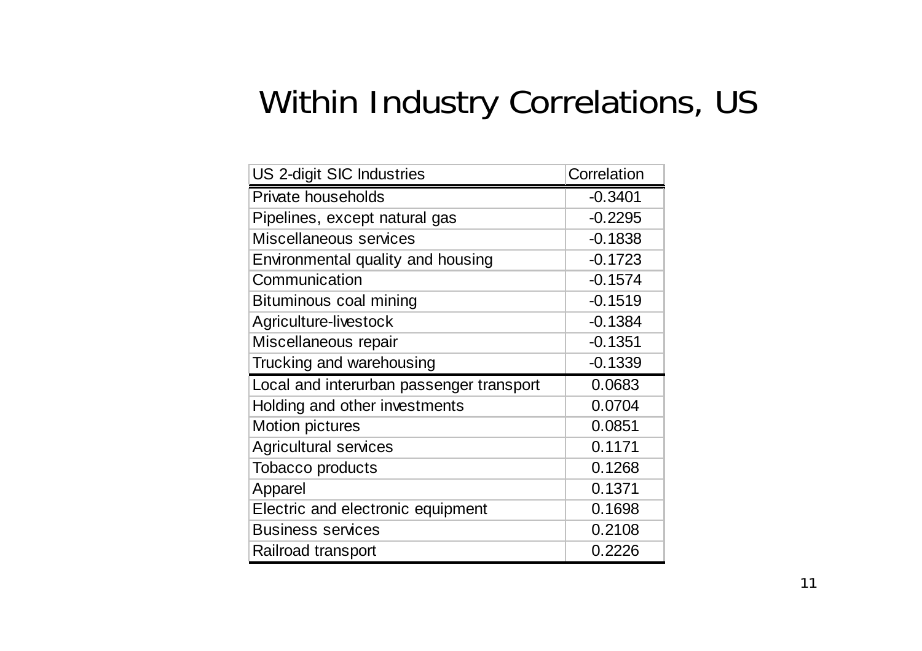# Within Industry Correlations, US

| US 2-digit SIC Industries | Correlation |
| --- | --- |
| Private households | -0.3401 |
| Pipelines, except natural gas | -0.2295 |
| Miscellaneous services | -0.1838 |
| Environmental quality and housing | -0.1723 |
| Communication | -0.1574 |
| Bituminous coal mining | -0.1519 |
| Agriculture-livestock | -0.1384 |
| Miscellaneous repair | -0.1351 |
| Trucking and warehousing | -0.1339 |
| Local and interurban passenger transport | 0.0683 |
| Holding and other investments | 0.0704 |
| Motion pictures | 0.0851 |
| Agricultural services | 0.1171 |
| Tobacco products | 0.1268 |
| Apparel | 0.1371 |
| Electric and electronic equipment | 0.1698 |
| Business services | 0.2108 |
| Railroad transport | 0.2226 |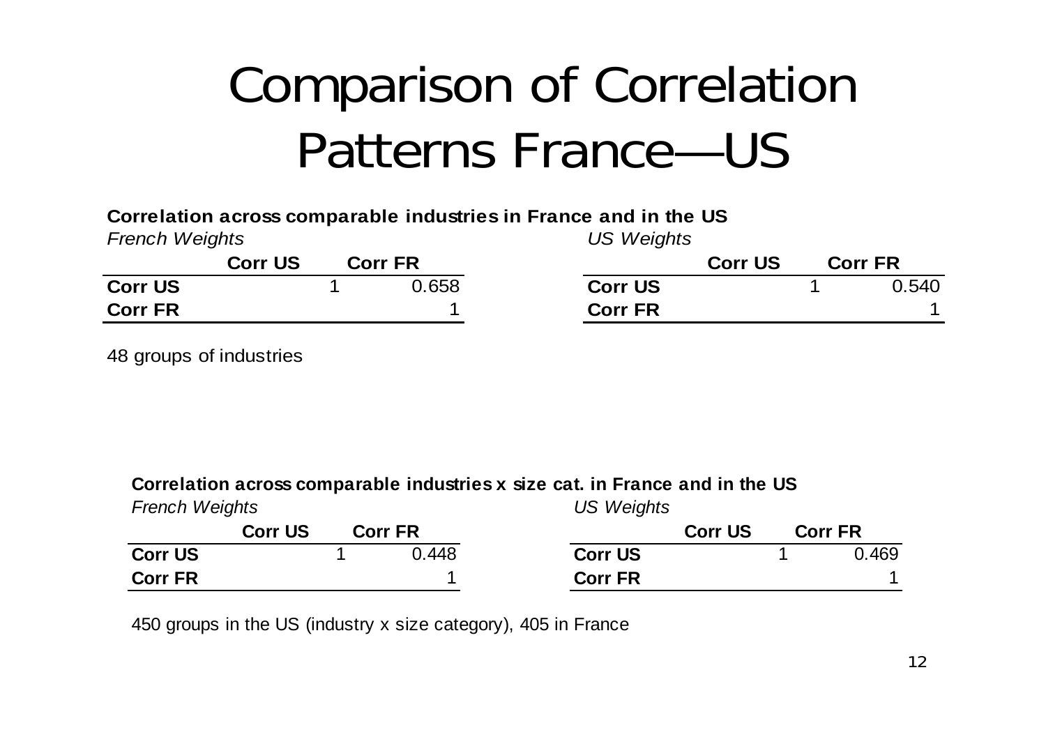# Comparison of Correlation Patterns France—US

**Correlation across comparable industries in France and in the US**

*French Weights*

| | **Corr US** | **Corr FR** |
|---|---|---|
| **Corr US** | 1 | 0.658 |
| **Corr FR** | | 1 |

*US Weights*

| | **Corr US** | **Corr FR** |
|---|---|---|
| **Corr US** | 1 | 0.540 |
| **Corr FR** | | 1 |

48 groups of industries

**Correlation across comparable industries x size cat. in France and in the US**

*French Weights*

| | **Corr US** | **Corr FR** |
|---|---|---|
| **Corr US** | 1 | 0.448 |
| **Corr FR** | | 1 |

*US Weights*

| | **Corr US** | **Corr FR** |
|---|---|---|
| **Corr US** | 1 | 0.469 |
| **Corr FR** | | 1 |

450 groups in the US (industry x size category), 405 in France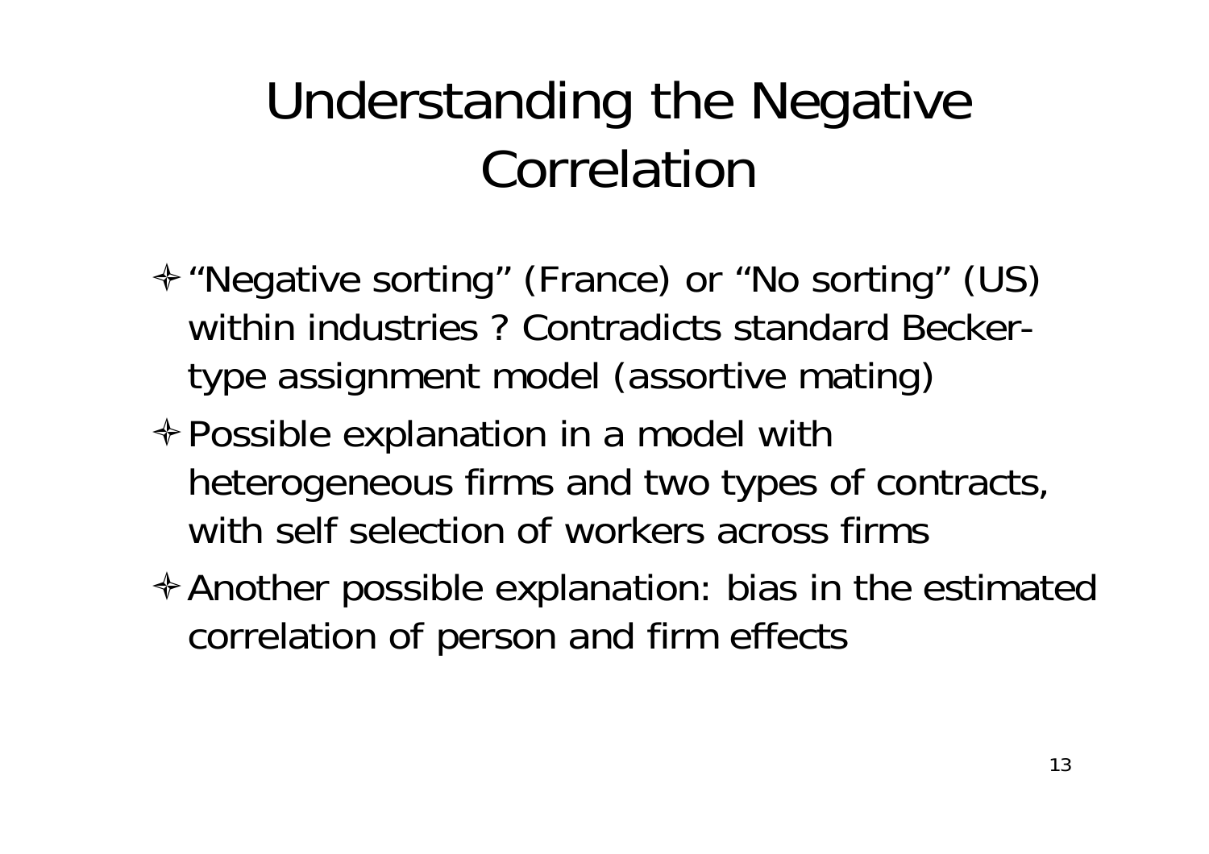# Understanding the Negative Correlation

- “Negative sorting” (France) or “No sorting” (US) within industries ? Contradicts standard Becker-type assignment model (assortive mating)
- Possible explanation in a model with heterogeneous firms and two types of contracts, with self selection of workers across firms
- Another possible explanation: bias in the estimated correlation of person and firm effects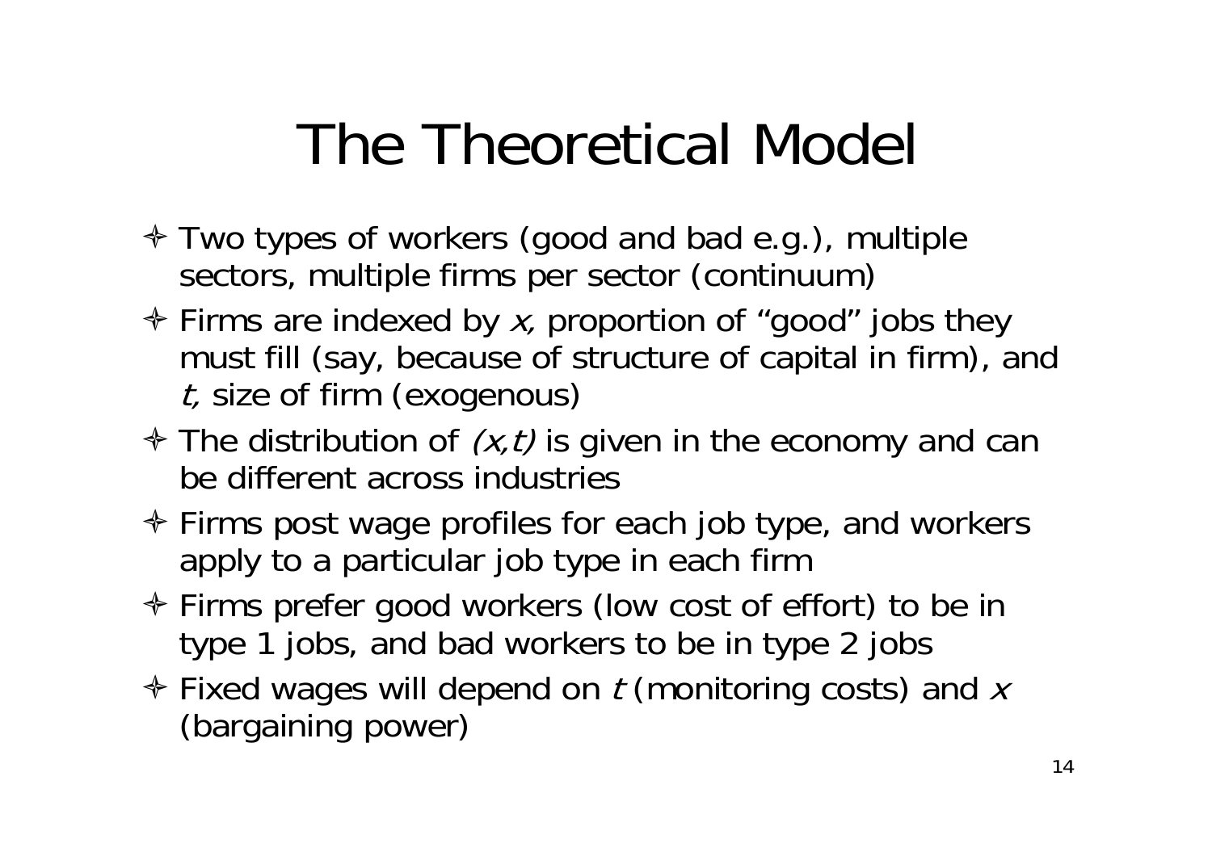# The Theoretical Model

- Two types of workers (good and bad e.g.), multiple sectors, multiple firms per sector (continuum)
- Firms are indexed by $x$, proportion of "good" jobs they must fill (say, because of structure of capital in firm), and $t$, size of firm (exogenous)
- The distribution of $(x,t)$ is given in the economy and can be different across industries
- Firms post wage profiles for each job type, and workers apply to a particular job type in each firm
- Firms prefer good workers (low cost of effort) to be in type 1 jobs, and bad workers to be in type 2 jobs
- Fixed wages will depend on $t$ (monitoring costs) and $x$ (bargaining power)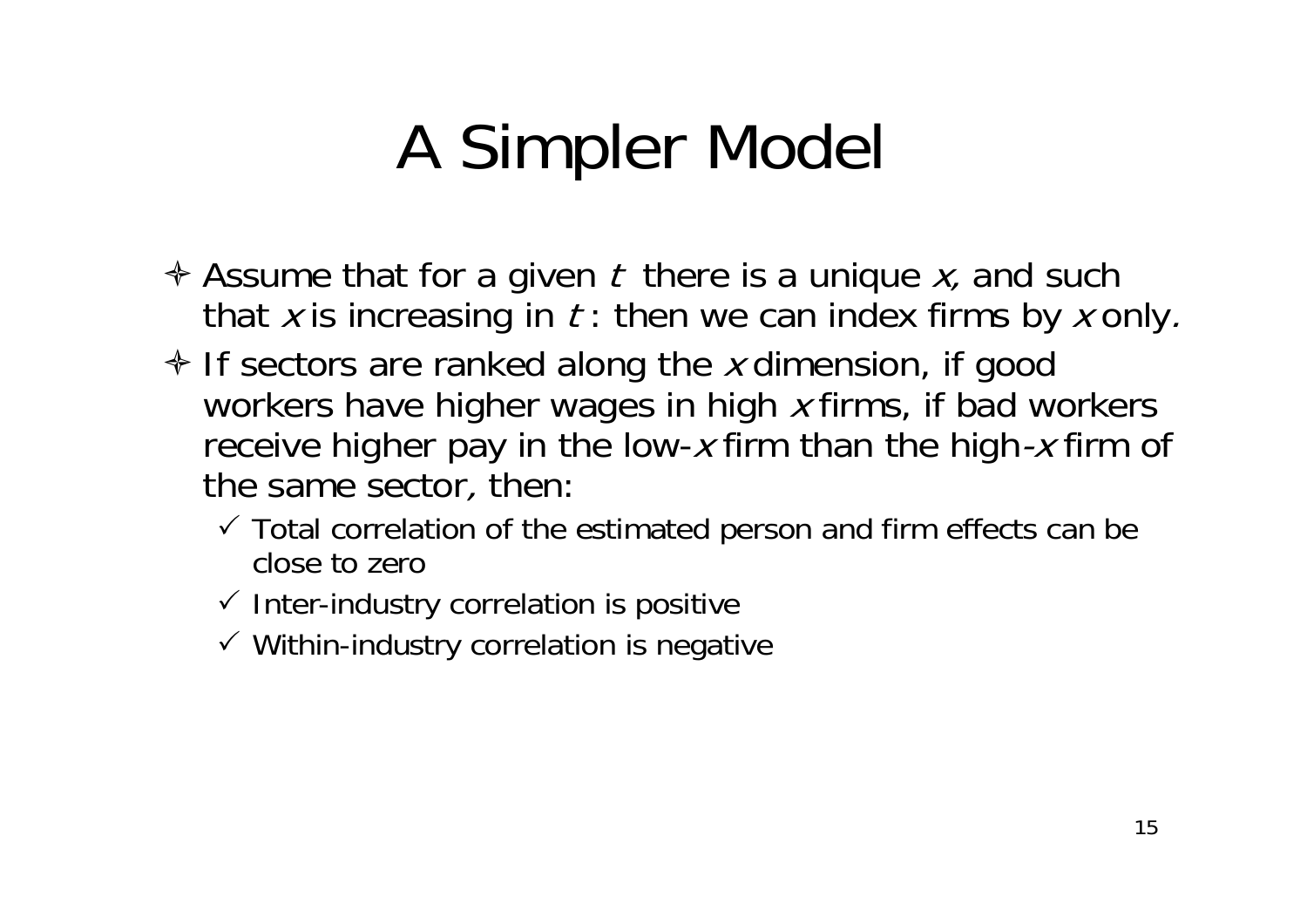# A Simpler Model

- Assume that for a given $t$ there is a unique $x$, and such that $x$ is increasing in $t$: then we can index firms by $x$ only.
- If sectors are ranked along the $x$ dimension, if good workers have higher wages in high $x$ firms, if bad workers receive higher pay in the low-$x$ firm than the high-$x$ firm of the same sector, then:
  - ✓ Total correlation of the estimated person and firm effects can be close to zero
  - ✓ Inter-industry correlation is positive
  - ✓ Within-industry correlation is negative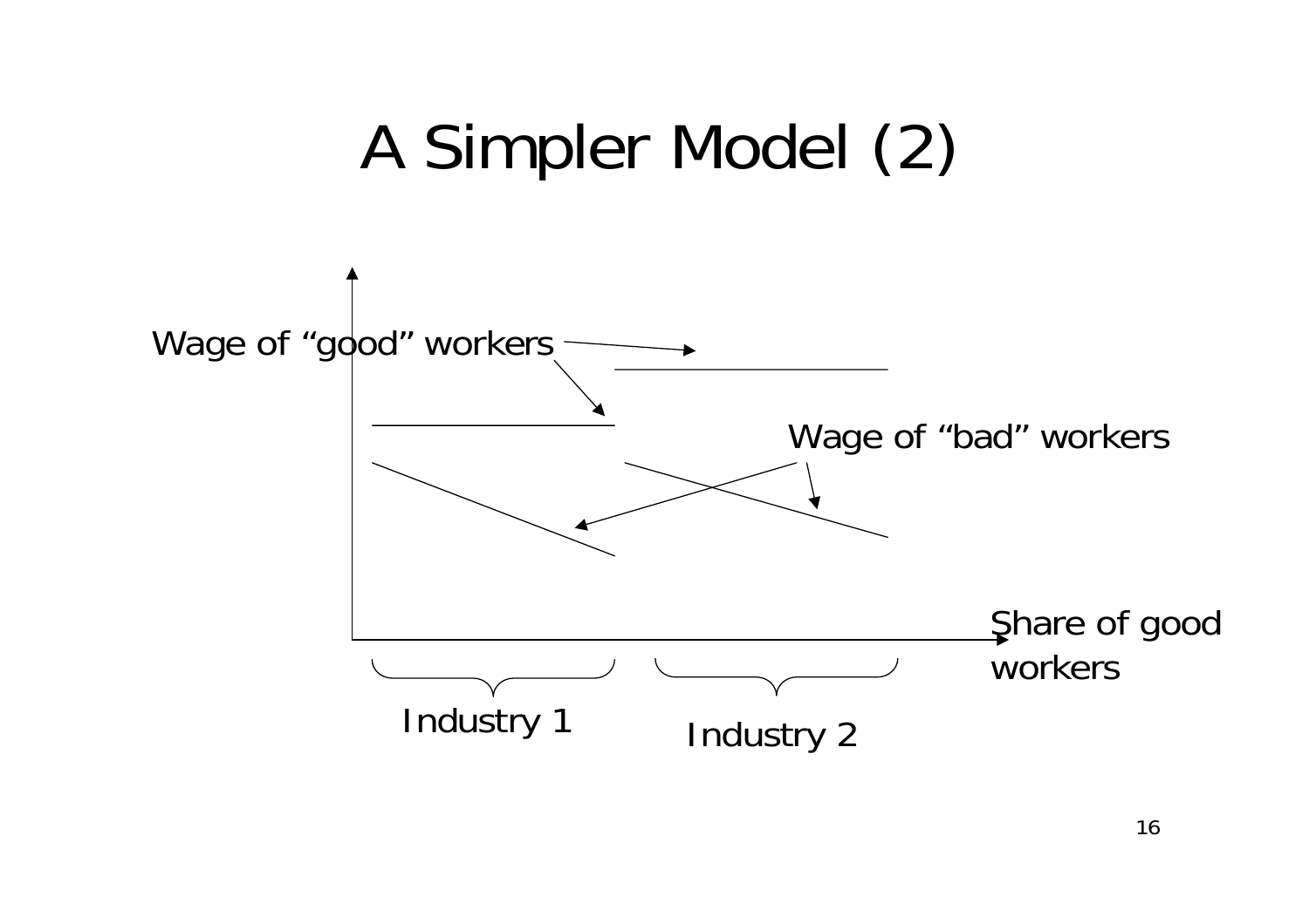# A Simpler Model (2)

Wage of "good" workers

Wage of "bad" workers

Share of good workers

Industry 1

Industry 2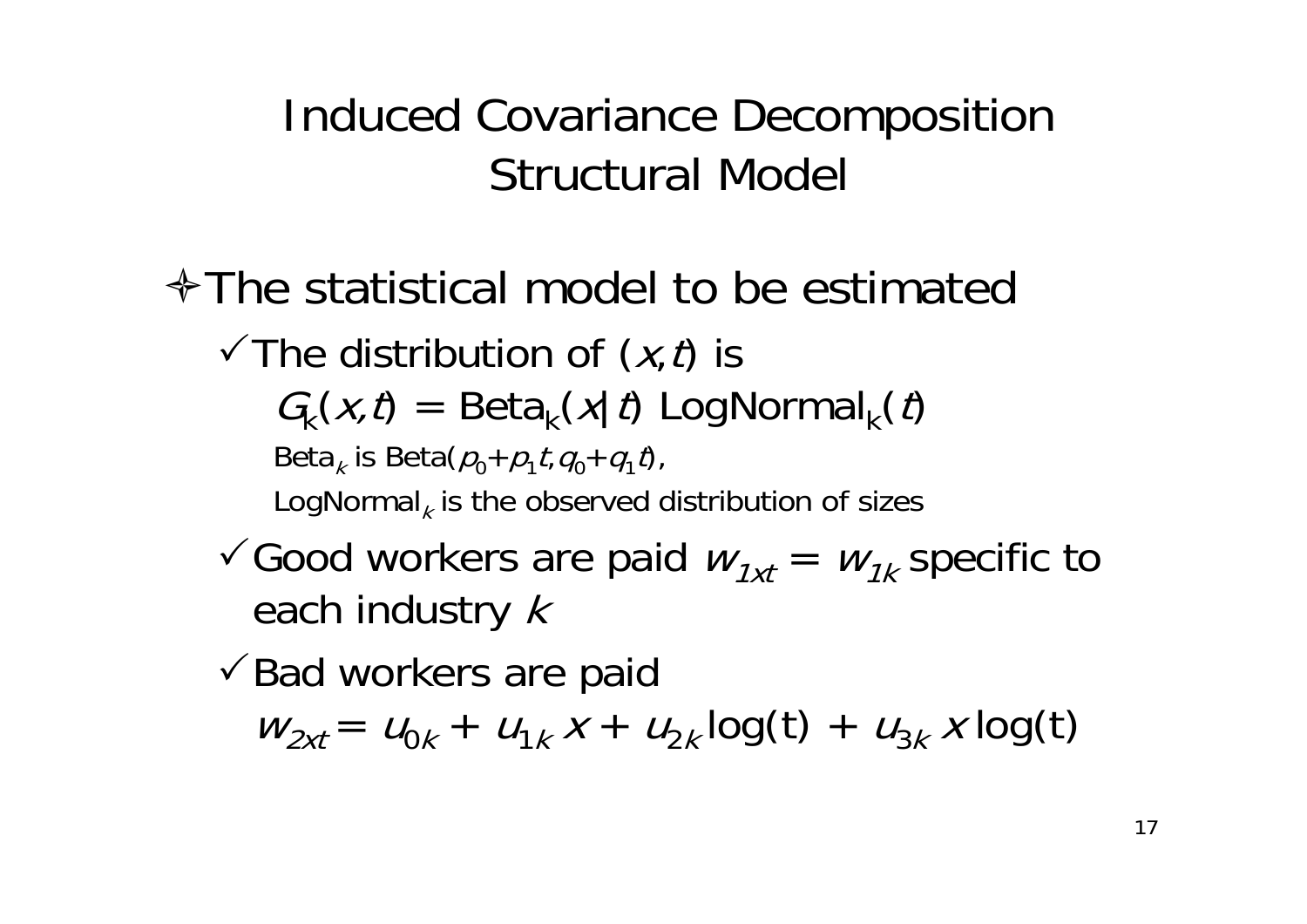# Induced Covariance Decomposition Structural Model

- The statistical model to be estimated
  - The distribution of $(x,t)$ is

    $G_k(x,t) = \text{Beta}_k(x|t)\ \text{LogNormal}_k(t)$

    $\text{Beta}_k$ is $\text{Beta}(p_0+p_1 t, q_0+q_1 t)$,

    $\text{LogNormal}_k$ is the observed distribution of sizes
  - Good workers are paid $w_{1xt} = w_{1k}$ specific to each industry $k$
  - Bad workers are paid

    $w_{2xt} = u_{0k} + u_{1k}\,x + u_{2k}\log(\text{t}) + u_{3k}\,x\log(\text{t})$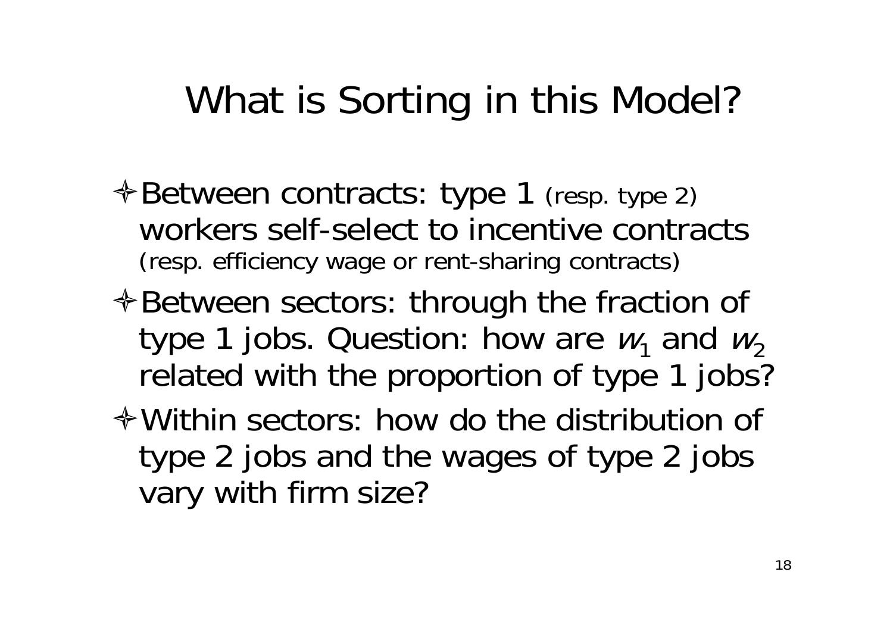# What is Sorting in this Model?

- Between contracts: type 1 (resp. type 2) workers self-select to incentive contracts (resp. efficiency wage or rent-sharing contracts)
- Between sectors: through the fraction of type 1 jobs. Question: how are $w_1$ and $w_2$ related with the proportion of type 1 jobs?
- Within sectors: how do the distribution of type 2 jobs and the wages of type 2 jobs vary with firm size?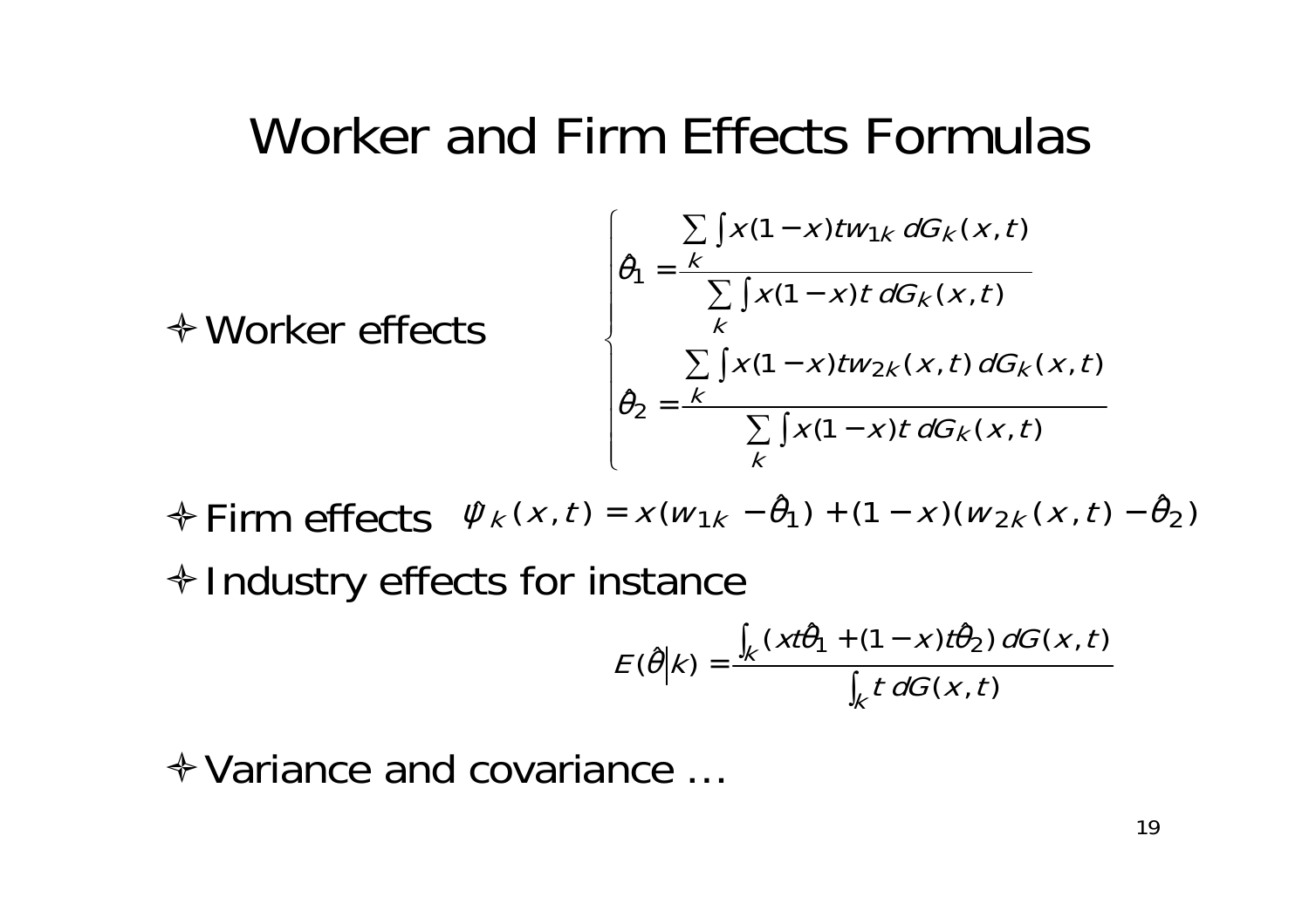# Worker and Firm Effects Formulas

- Worker effects

$$\begin{cases} \hat{\theta}_1 = \dfrac{\sum_k \int x(1-x)tw_{1k}\, dG_k(x,t)}{\sum_k \int x(1-x)t\, dG_k(x,t)} \\[2ex] \hat{\theta}_2 = \dfrac{\sum_k \int x(1-x)tw_{2k}(x,t)\, dG_k(x,t)}{\sum_k \int x(1-x)t\, dG_k(x,t)} \end{cases}$$

- Firm effects $\hat{\psi}_k(x,t) = x(w_{1k} - \hat{\theta}_1) + (1-x)(w_{2k}(x,t) - \hat{\theta}_2)$
- Industry effects for instance

$$E(\hat{\theta}|k) = \frac{\int_k (xt\hat{\theta}_1 + (1-x)t\hat{\theta}_2)\, dG(x,t)}{\int_k t\, dG(x,t)}$$

- Variance and covariance …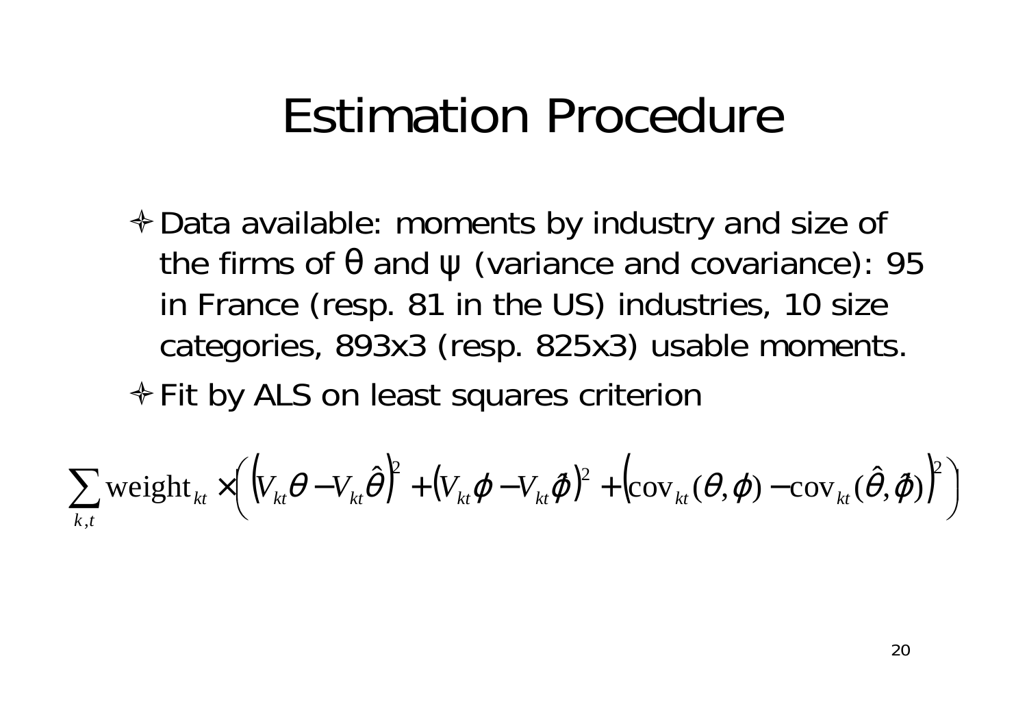# Estimation Procedure

- Data available: moments by industry and size of the firms of θ and ψ (variance and covariance): 95 in France (resp. 81 in the US) industries, 10 size categories, 893x3 (resp. 825x3) usable moments.
- Fit by ALS on least squares criterion

$$\sum_{k,t} \text{weight}_{kt} \times \left( \left( V_{kt}\theta - V_{kt}\hat{\theta} \right)^2 + \left( V_{kt}\varphi - V_{kt}\hat{\varphi} \right)^2 + \left( \text{cov}_{kt}(\theta,\varphi) - \text{cov}_{kt}(\hat{\theta},\hat{\varphi}) \right)^2 \right)$$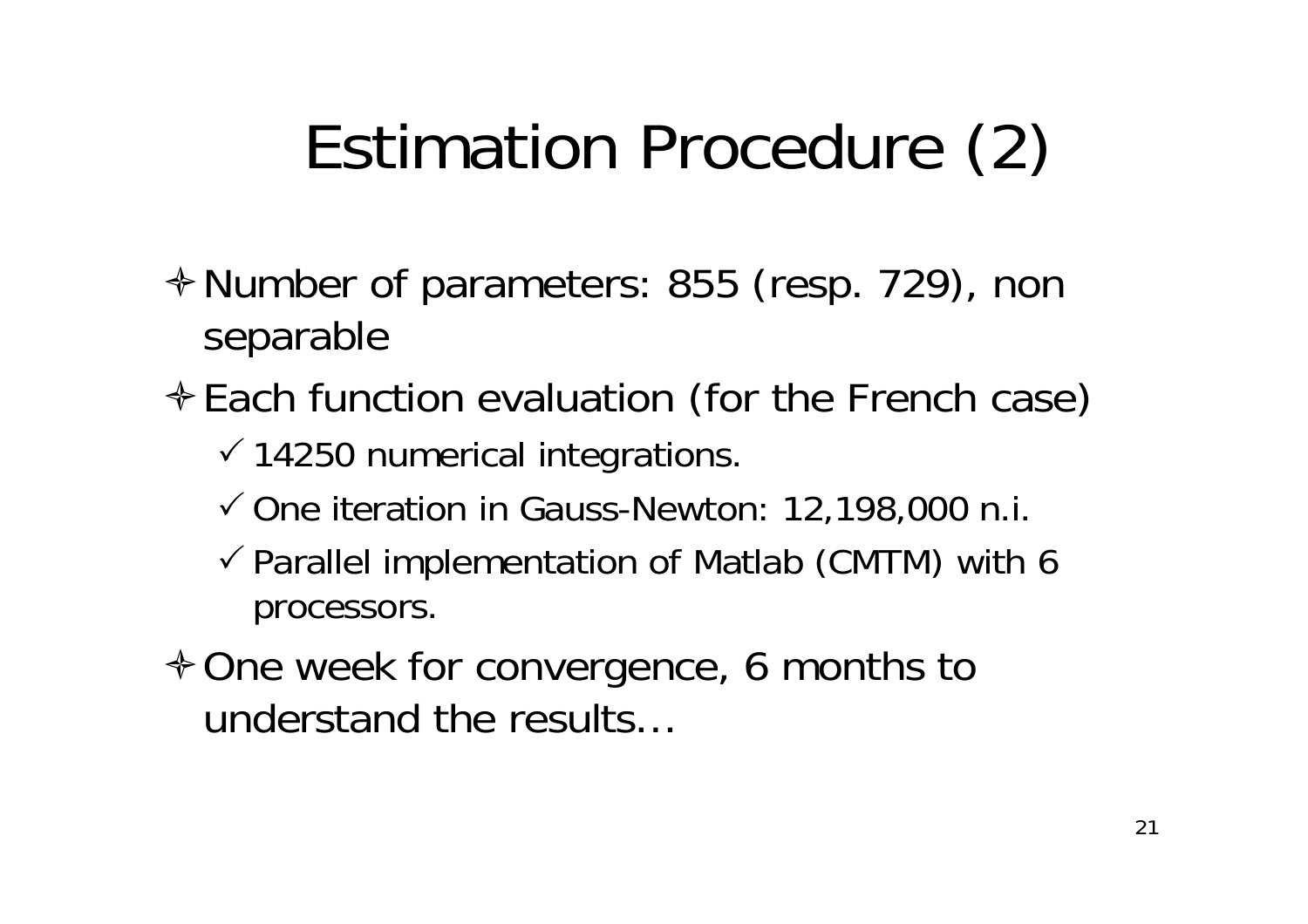# Estimation Procedure (2)

- Number of parameters: 855 (resp. 729), non separable
- Each function evaluation (for the French case)
  - 14250 numerical integrations.
  - One iteration in Gauss-Newton: 12,198,000 n.i.
  - Parallel implementation of Matlab (CMTM) with 6 processors.
- One week for convergence, 6 months to understand the results…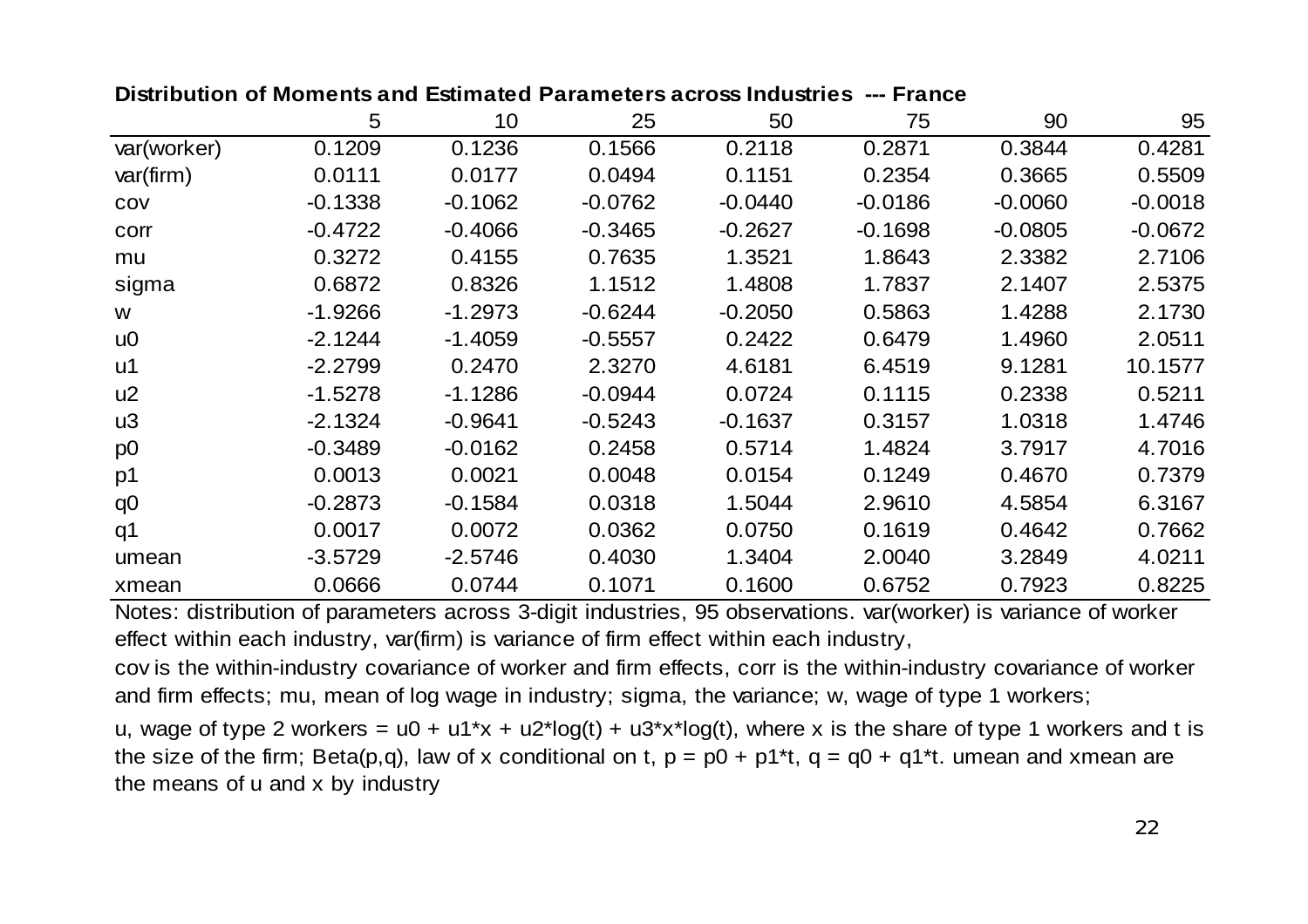**Distribution of Moments and Estimated Parameters across Industries --- France**

| | 5 | 10 | 25 | 50 | 75 | 90 | 95 |
|---|---|---|---|---|---|---|---|
| var(worker) | 0.1209 | 0.1236 | 0.1566 | 0.2118 | 0.2871 | 0.3844 | 0.4281 |
| var(firm) | 0.0111 | 0.0177 | 0.0494 | 0.1151 | 0.2354 | 0.3665 | 0.5509 |
| cov | -0.1338 | -0.1062 | -0.0762 | -0.0440 | -0.0186 | -0.0060 | -0.0018 |
| corr | -0.4722 | -0.4066 | -0.3465 | -0.2627 | -0.1698 | -0.0805 | -0.0672 |
| mu | 0.3272 | 0.4155 | 0.7635 | 1.3521 | 1.8643 | 2.3382 | 2.7106 |
| sigma | 0.6872 | 0.8326 | 1.1512 | 1.4808 | 1.7837 | 2.1407 | 2.5375 |
| w | -1.9266 | -1.2973 | -0.6244 | -0.2050 | 0.5863 | 1.4288 | 2.1730 |
| u0 | -2.1244 | -1.4059 | -0.5557 | 0.2422 | 0.6479 | 1.4960 | 2.0511 |
| u1 | -2.2799 | 0.2470 | 2.3270 | 4.6181 | 6.4519 | 9.1281 | 10.1577 |
| u2 | -1.5278 | -1.1286 | -0.0944 | 0.0724 | 0.1115 | 0.2338 | 0.5211 |
| u3 | -2.1324 | -0.9641 | -0.5243 | -0.1637 | 0.3157 | 1.0318 | 1.4746 |
| p0 | -0.3489 | -0.0162 | 0.2458 | 0.5714 | 1.4824 | 3.7917 | 4.7016 |
| p1 | 0.0013 | 0.0021 | 0.0048 | 0.0154 | 0.1249 | 0.4670 | 0.7379 |
| q0 | -0.2873 | -0.1584 | 0.0318 | 1.5044 | 2.9610 | 4.5854 | 6.3167 |
| q1 | 0.0017 | 0.0072 | 0.0362 | 0.0750 | 0.1619 | 0.4642 | 0.7662 |
| umean | -3.5729 | -2.5746 | 0.4030 | 1.3404 | 2.0040 | 3.2849 | 4.0211 |
| xmean | 0.0666 | 0.0744 | 0.1071 | 0.1600 | 0.6752 | 0.7923 | 0.8225 |

Notes: distribution of parameters across 3-digit industries, 95 observations. var(worker) is variance of worker effect within each industry, var(firm) is variance of firm effect within each industry, cov is the within-industry covariance of worker and firm effects, corr is the within-industry covariance of worker and firm effects; mu, mean of log wage in industry; sigma, the variance; w, wage of type 1 workers;

u, wage of type 2 workers = $u0 + u1*x + u2*\log(t) + u3*x*\log(t)$, where x is the share of type 1 workers and t is the size of the firm; Beta(p,q), law of x conditional on t, $p = p0 + p1*t$, $q = q0 + q1*t$. umean and xmean are the means of u and x by industry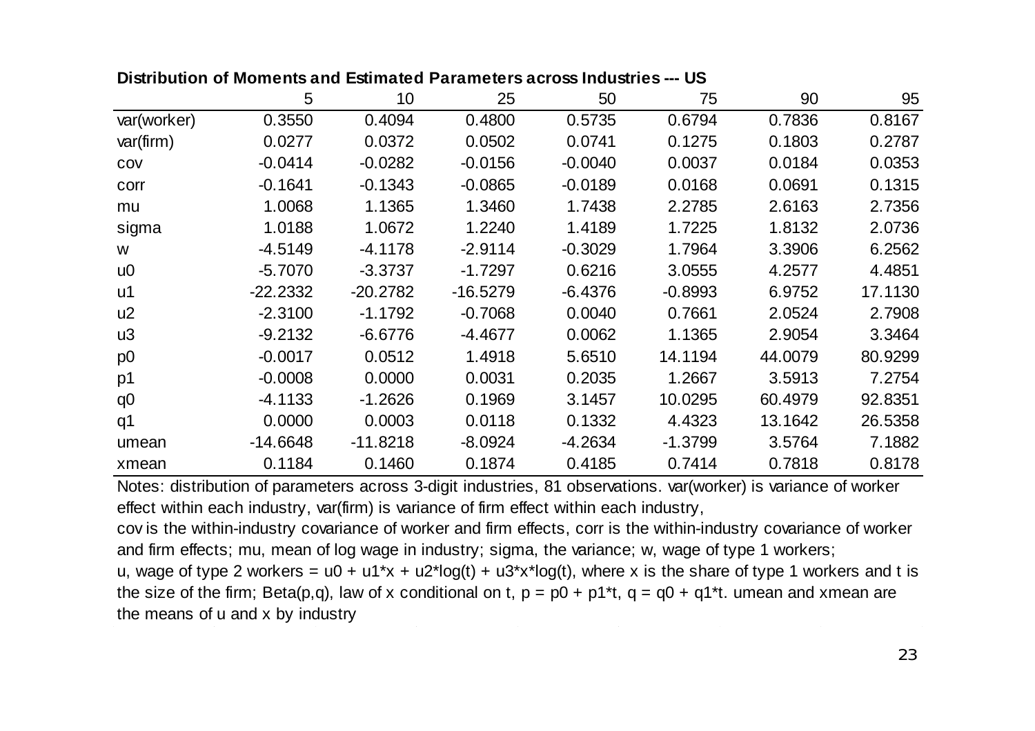**Distribution of Moments and Estimated Parameters across Industries --- US**

| | 5 | 10 | 25 | 50 | 75 | 90 | 95 |
|---|---|---|---|---|---|---|---|
| var(worker) | 0.3550 | 0.4094 | 0.4800 | 0.5735 | 0.6794 | 0.7836 | 0.8167 |
| var(firm) | 0.0277 | 0.0372 | 0.0502 | 0.0741 | 0.1275 | 0.1803 | 0.2787 |
| cov | -0.0414 | -0.0282 | -0.0156 | -0.0040 | 0.0037 | 0.0184 | 0.0353 |
| corr | -0.1641 | -0.1343 | -0.0865 | -0.0189 | 0.0168 | 0.0691 | 0.1315 |
| mu | 1.0068 | 1.1365 | 1.3460 | 1.7438 | 2.2785 | 2.6163 | 2.7356 |
| sigma | 1.0188 | 1.0672 | 1.2240 | 1.4189 | 1.7225 | 1.8132 | 2.0736 |
| w | -4.5149 | -4.1178 | -2.9114 | -0.3029 | 1.7964 | 3.3906 | 6.2562 |
| u0 | -5.7070 | -3.3737 | -1.7297 | 0.6216 | 3.0555 | 4.2577 | 4.4851 |
| u1 | -22.2332 | -20.2782 | -16.5279 | -6.4376 | -0.8993 | 6.9752 | 17.1130 |
| u2 | -2.3100 | -1.1792 | -0.7068 | 0.0040 | 0.7661 | 2.0524 | 2.7908 |
| u3 | -9.2132 | -6.6776 | -4.4677 | 0.0062 | 1.1365 | 2.9054 | 3.3464 |
| p0 | -0.0017 | 0.0512 | 1.4918 | 5.6510 | 14.1194 | 44.0079 | 80.9299 |
| p1 | -0.0008 | 0.0000 | 0.0031 | 0.2035 | 1.2667 | 3.5913 | 7.2754 |
| q0 | -4.1133 | -1.2626 | 0.1969 | 3.1457 | 10.0295 | 60.4979 | 92.8351 |
| q1 | 0.0000 | 0.0003 | 0.0118 | 0.1332 | 4.4323 | 13.1642 | 26.5358 |
| umean | -14.6648 | -11.8218 | -8.0924 | -4.2634 | -1.3799 | 3.5764 | 7.1882 |
| xmean | 0.1184 | 0.1460 | 0.1874 | 0.4185 | 0.7414 | 0.7818 | 0.8178 |

Notes: distribution of parameters across 3-digit industries, 81 observations. var(worker) is variance of worker effect within each industry, var(firm) is variance of firm effect within each industry, cov is the within-industry covariance of worker and firm effects, corr is the within-industry covariance of worker and firm effects; mu, mean of log wage in industry; sigma, the variance; w, wage of type 1 workers; u, wage of type 2 workers = $u0 + u1*x + u2*\log(t) + u3*x*\log(t)$, where x is the share of type 1 workers and t is the size of the firm; Beta(p,q), law of x conditional on t, $p = p0 + p1*t$, $q = q0 + q1*t$. umean and xmean are the means of u and x by industry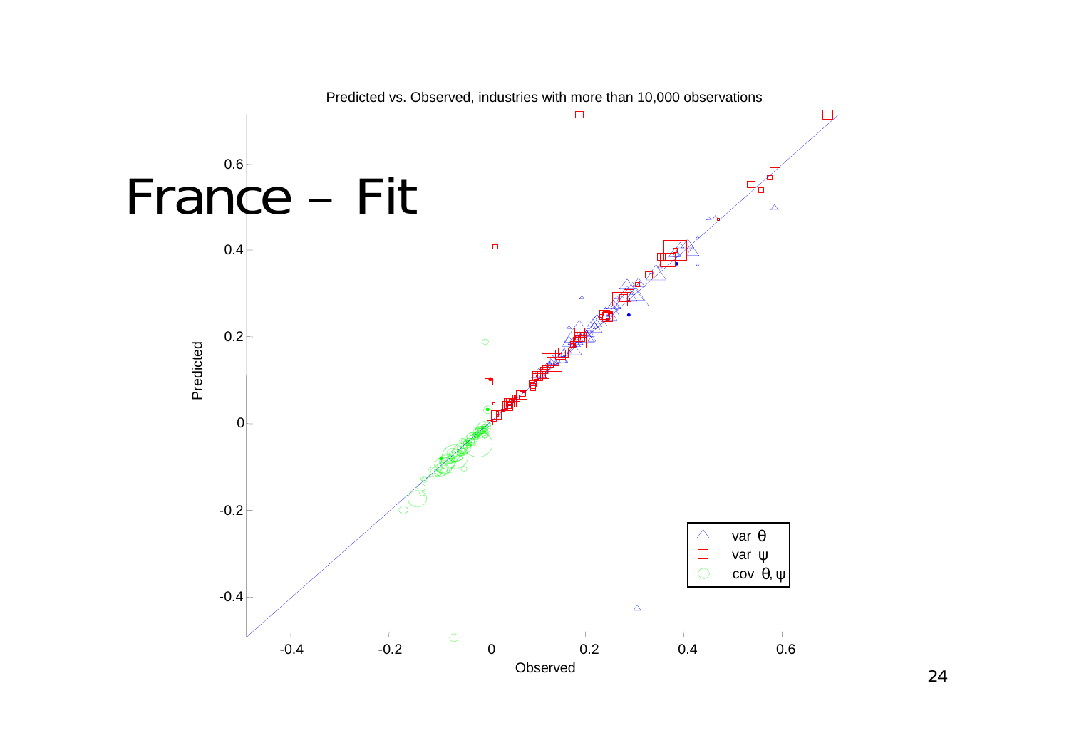# France – Fit

Predicted vs. Observed, industries with more than 10,000 observations

Predicted

Observed

- var $\theta$
- var $\psi$
- cov $\theta, \psi$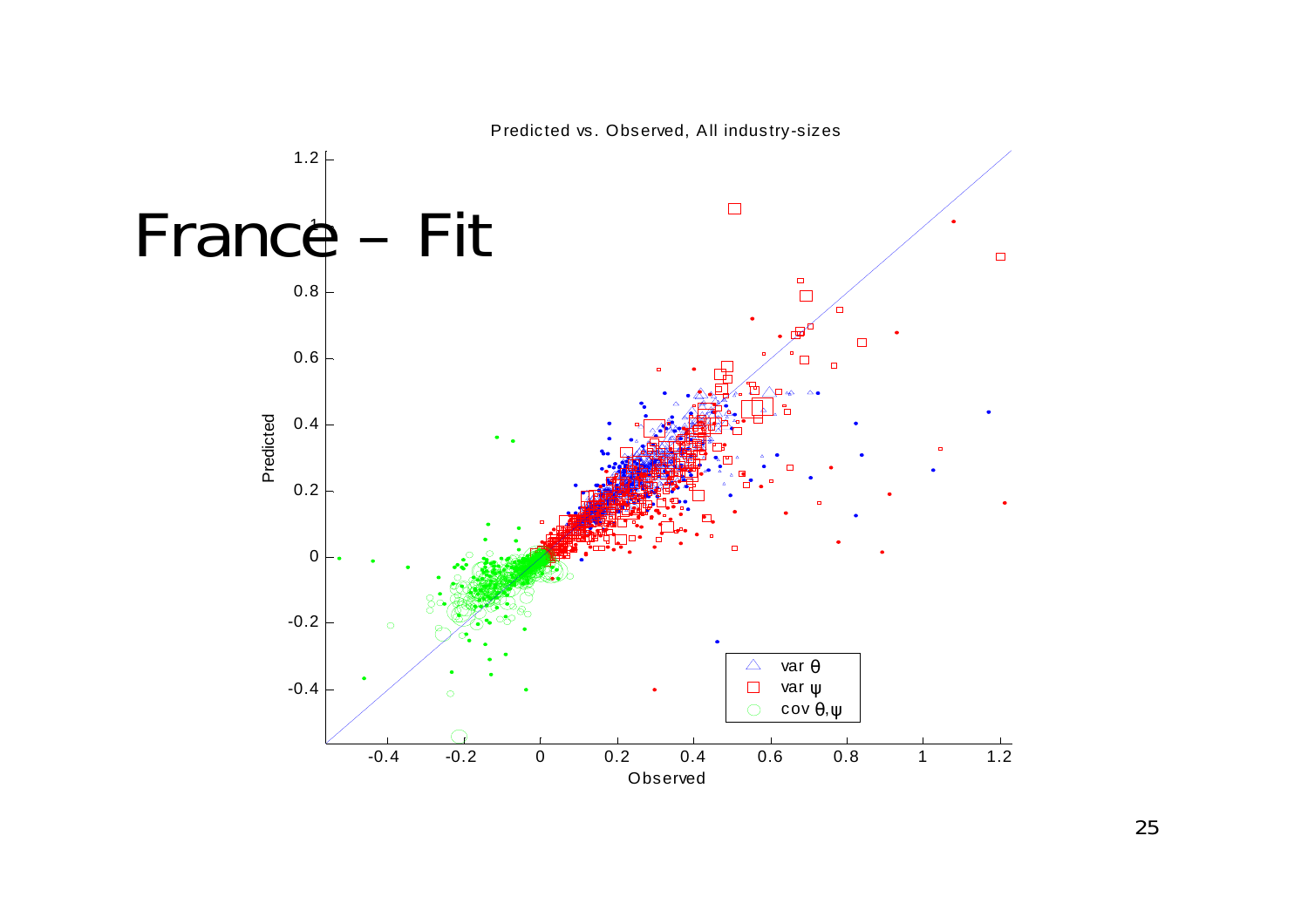# France – Fit

Predicted vs. Observed, All industry-sizes

Predicted

Observed

△ var $\theta$

□ var $\psi$

○ cov $\theta,\psi$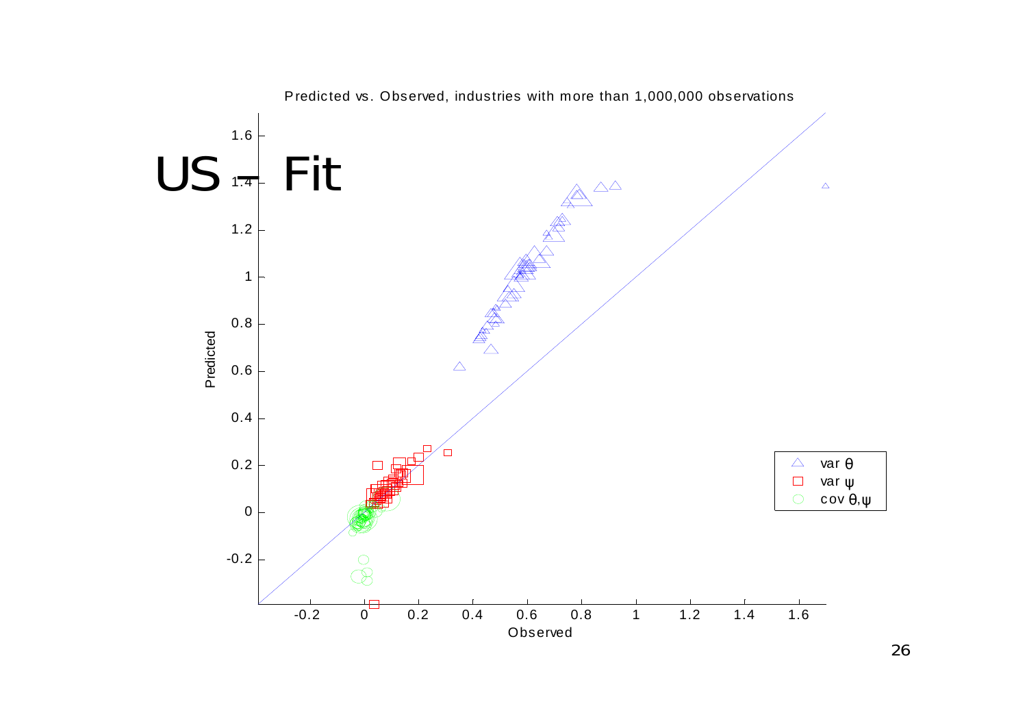# US – Fit

Predicted vs. Observed, industries with more than 1,000,000 observations

Legend: var $\theta$; var $\psi$; cov $\theta,\psi$

Predicted

Observed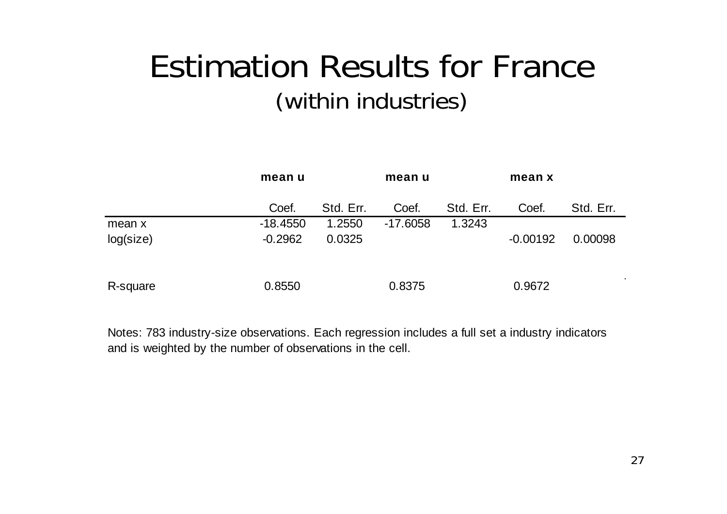# Estimation Results for France

## (within industries)

| | mean u | | mean u | | mean x | |
|---|---|---|---|---|---|---|
| | Coef. | Std. Err. | Coef. | Std. Err. | Coef. | Std. Err. |
| mean x | -18.4550 | 1.2550 | -17.6058 | 1.3243 | | |
| log(size) | -0.2962 | 0.0325 | | | -0.00192 | 0.00098 |
| R-square | 0.8550 | | 0.8375 | | 0.9672 | |

Notes: 783 industry-size observations. Each regression includes a full set a industry indicators and is weighted by the number of observations in the cell.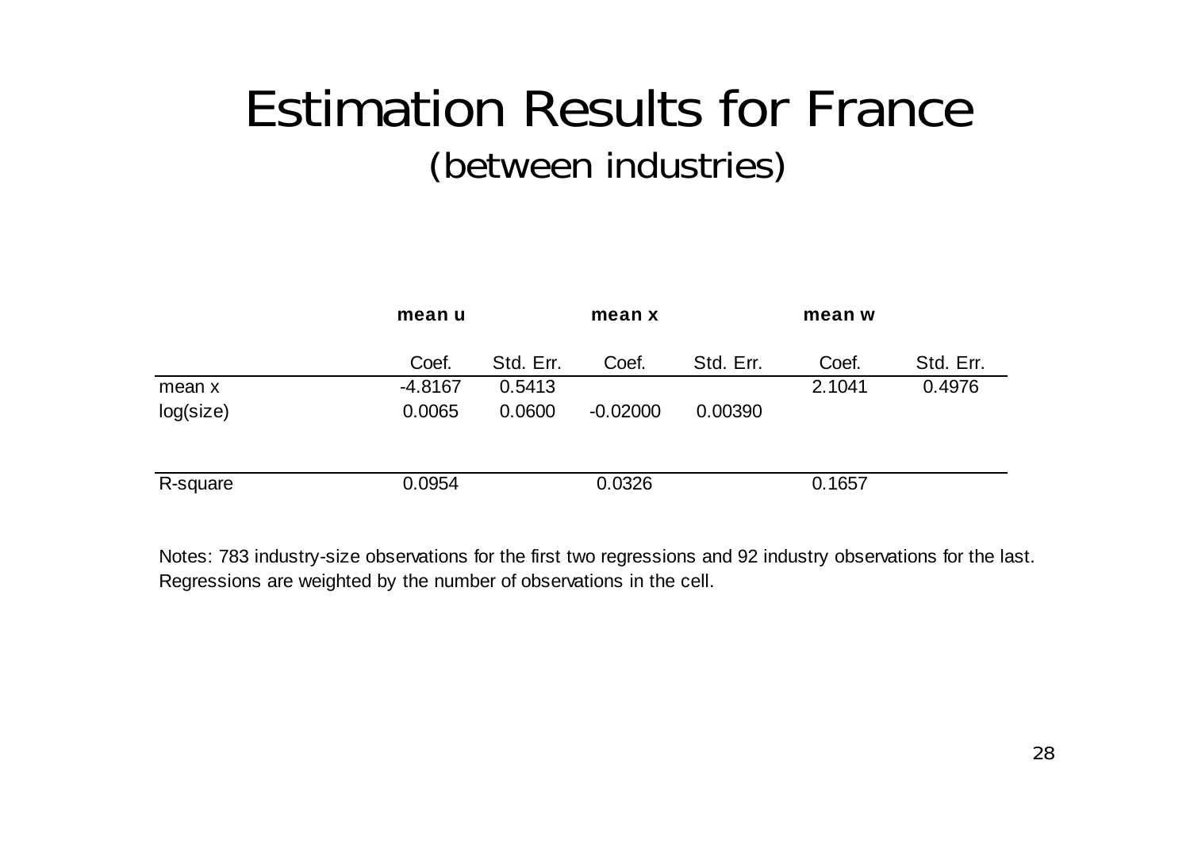# Estimation Results for France

## (between industries)

| | mean u | | mean x | | mean w | |
|---|---|---|---|---|---|---|
| | Coef. | Std. Err. | Coef. | Std. Err. | Coef. | Std. Err. |
| mean x | -4.8167 | 0.5413 | | | 2.1041 | 0.4976 |
| log(size) | 0.0065 | 0.0600 | -0.02000 | 0.00390 | | |
| R-square | 0.0954 | | 0.0326 | | 0.1657 | |

Notes: 783 industry-size observations for the first two regressions and 92 industry observations for the last. Regressions are weighted by the number of observations in the cell.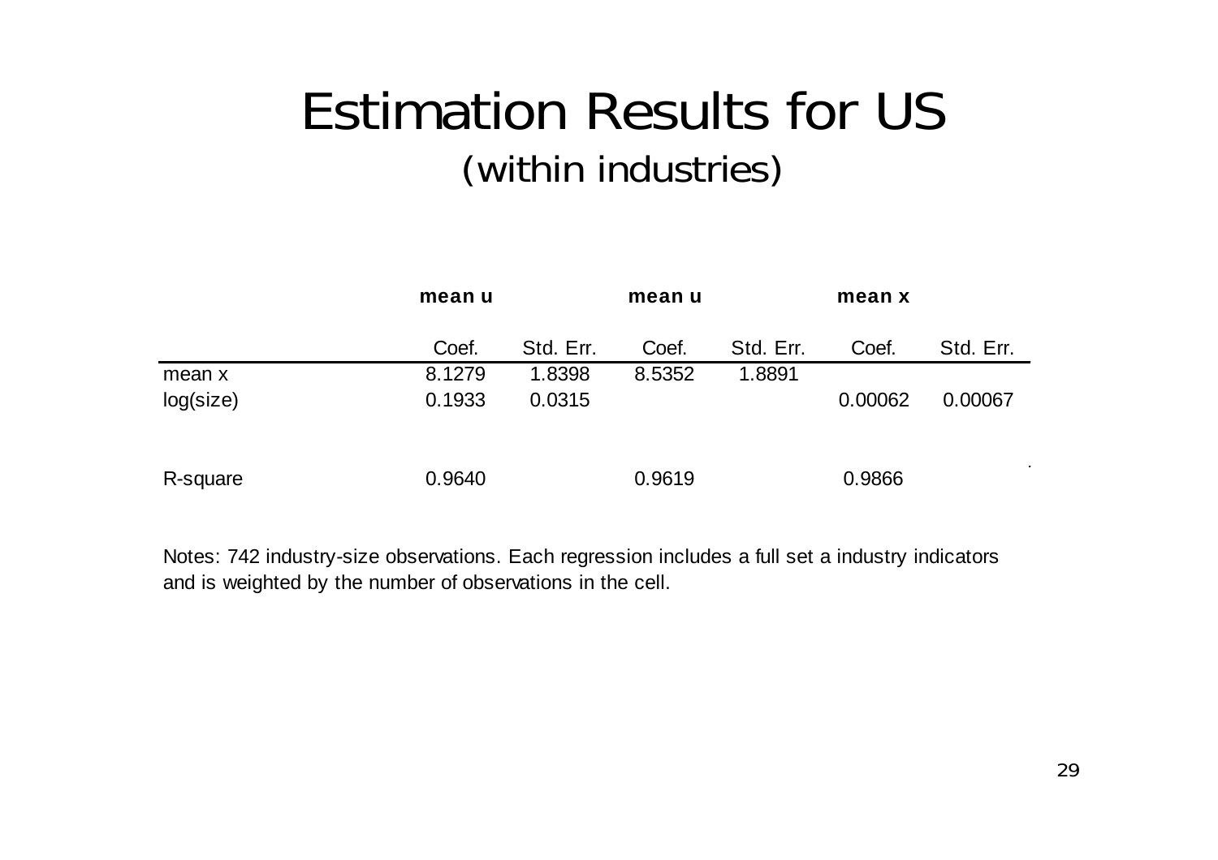# Estimation Results for US

## (within industries)

| | mean u | | mean u | | mean x | |
|---|---|---|---|---|---|---|
| | Coef. | Std. Err. | Coef. | Std. Err. | Coef. | Std. Err. |
| mean x | 8.1279 | 1.8398 | 8.5352 | 1.8891 | | |
| log(size) | 0.1933 | 0.0315 | | | 0.00062 | 0.00067 |
| R-square | 0.9640 | | 0.9619 | | 0.9866 | |

Notes: 742 industry-size observations. Each regression includes a full set a industry indicators and is weighted by the number of observations in the cell.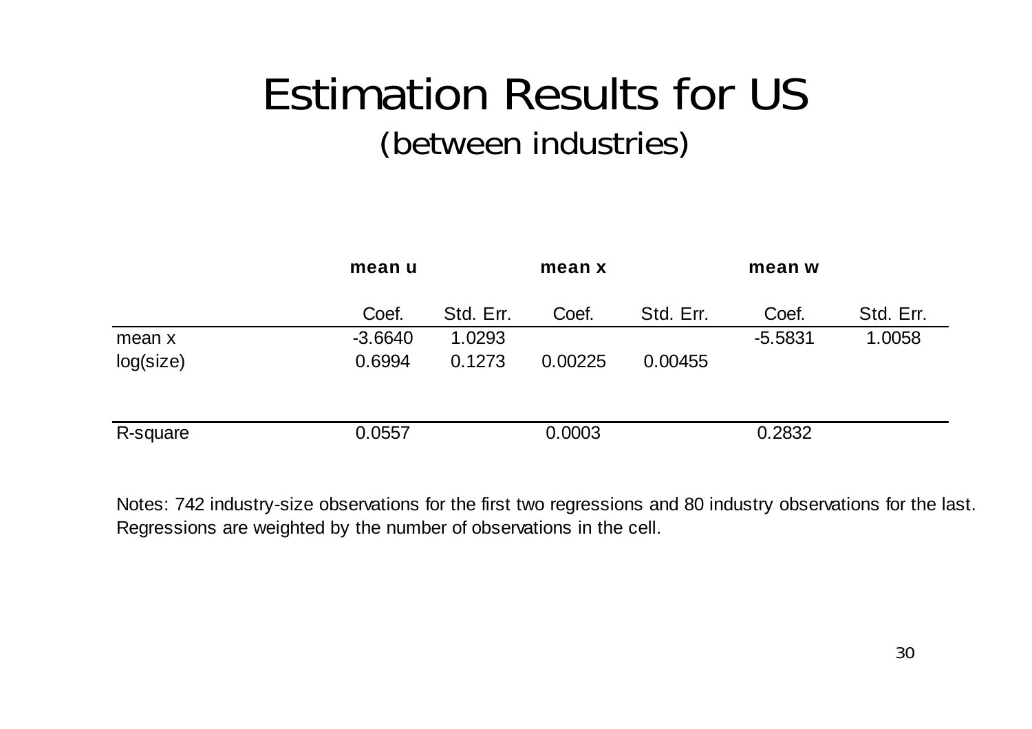# Estimation Results for US

## (between industries)

| | mean u | | mean x | | mean w | |
|---|---|---|---|---|---|---|
| | Coef. | Std. Err. | Coef. | Std. Err. | Coef. | Std. Err. |
| mean x | -3.6640 | 1.0293 | | | -5.5831 | 1.0058 |
| log(size) | 0.6994 | 0.1273 | 0.00225 | 0.00455 | | |
| R-square | 0.0557 | | 0.0003 | | 0.2832 | |

Notes: 742 industry-size observations for the first two regressions and 80 industry observations for the last. Regressions are weighted by the number of observations in the cell.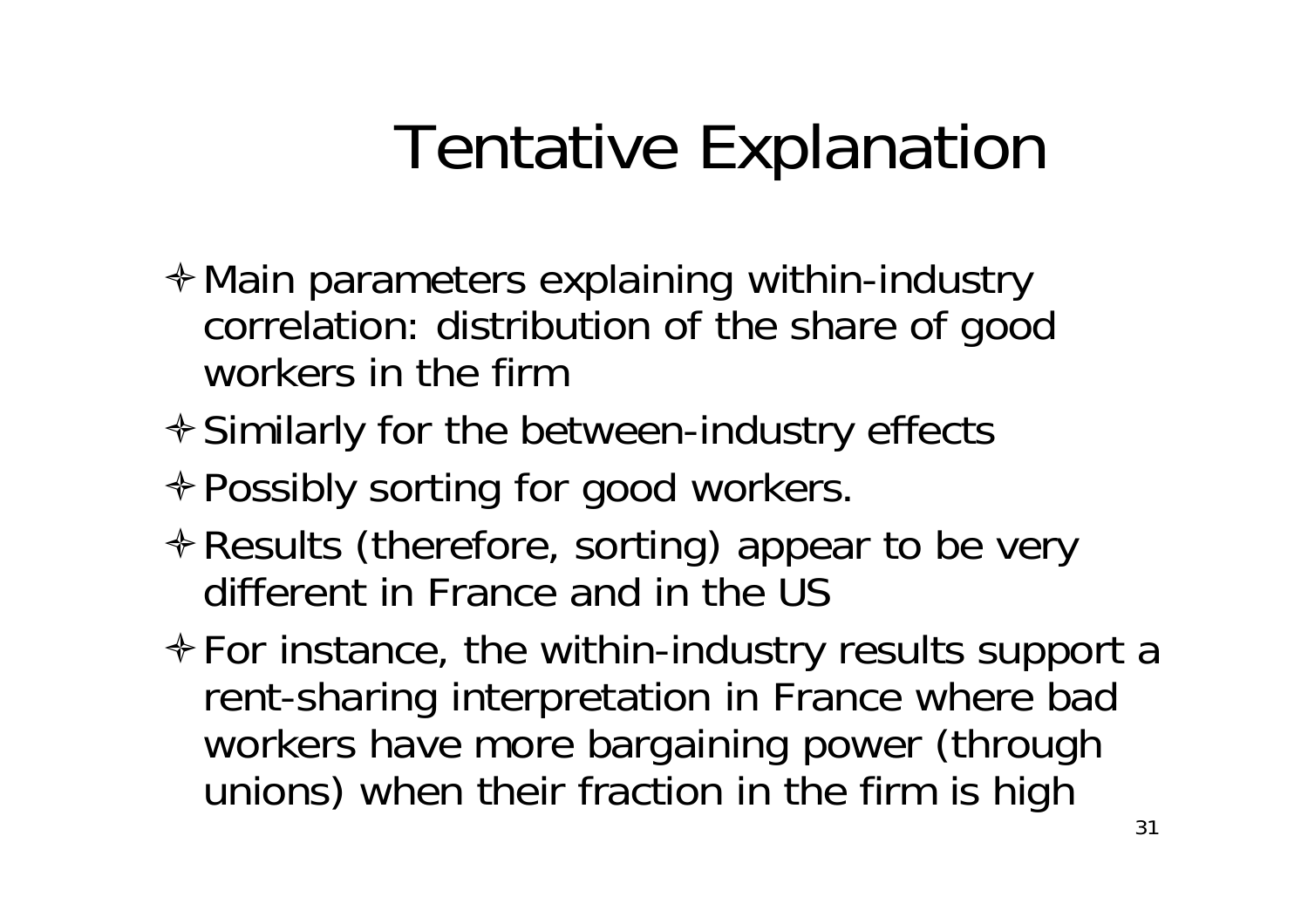# Tentative Explanation

- Main parameters explaining within-industry correlation: distribution of the share of good workers in the firm
- Similarly for the between-industry effects
- Possibly sorting for good workers.
- Results (therefore, sorting) appear to be very different in France and in the US
- For instance, the within-industry results support a rent-sharing interpretation in France where bad workers have more bargaining power (through unions) when their fraction in the firm is high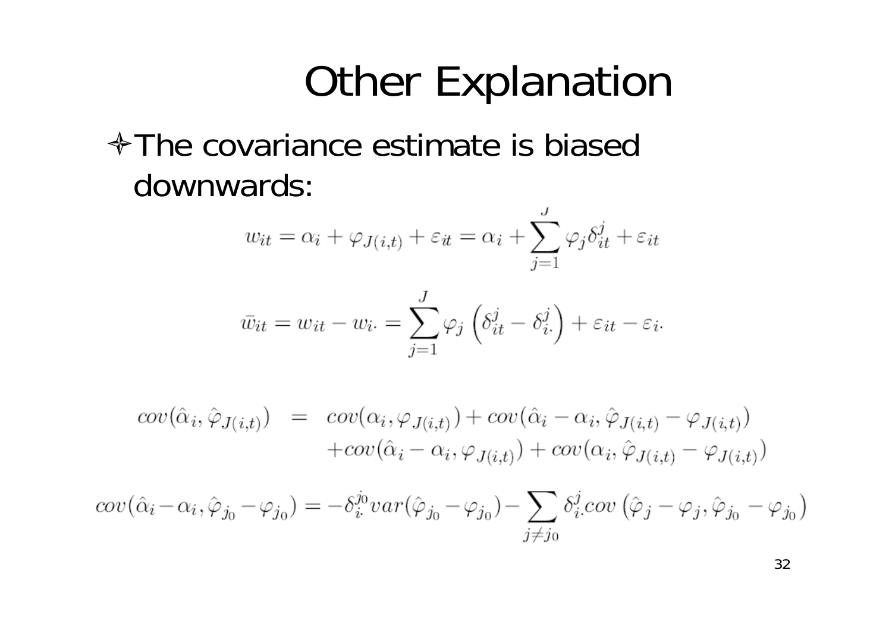# Other Explanation

- The covariance estimate is biased downwards:

$$w_{it} = \alpha_i + \varphi_{J(i,t)} + \varepsilon_{it} = \alpha_i + \sum_{j=1}^{J} \varphi_j \delta_{it}^j + \varepsilon_{it}$$

$$\bar{w}_{it} = w_{it} - w_{i\cdot} = \sum_{j=1}^{J} \varphi_j \left( \delta_{it}^j - \delta_{i\cdot}^j \right) + \varepsilon_{it} - \varepsilon_{i\cdot}$$

$$\begin{aligned} cov(\hat{\alpha}_i, \hat{\varphi}_{J(i,t)}) &= cov(\alpha_i, \varphi_{J(i,t)}) + cov(\hat{\alpha}_i - \alpha_i, \hat{\varphi}_{J(i,t)} - \varphi_{J(i,t)}) \\ &\quad + cov(\hat{\alpha}_i - \alpha_i, \varphi_{J(i,t)}) + cov(\alpha_i, \hat{\varphi}_{J(i,t)} - \varphi_{J(i,t)}) \end{aligned}$$

$$cov(\hat{\alpha}_i - \alpha_i, \hat{\varphi}_{j_0} - \varphi_{j_0}) = -\delta_{i\cdot}^{j_0} var(\hat{\varphi}_{j_0} - \varphi_{j_0}) - \sum_{j \neq j_0} \delta_{i\cdot}^j cov\left(\hat{\varphi}_j - \varphi_j, \hat{\varphi}_{j_0} - \varphi_{j_0}\right)$$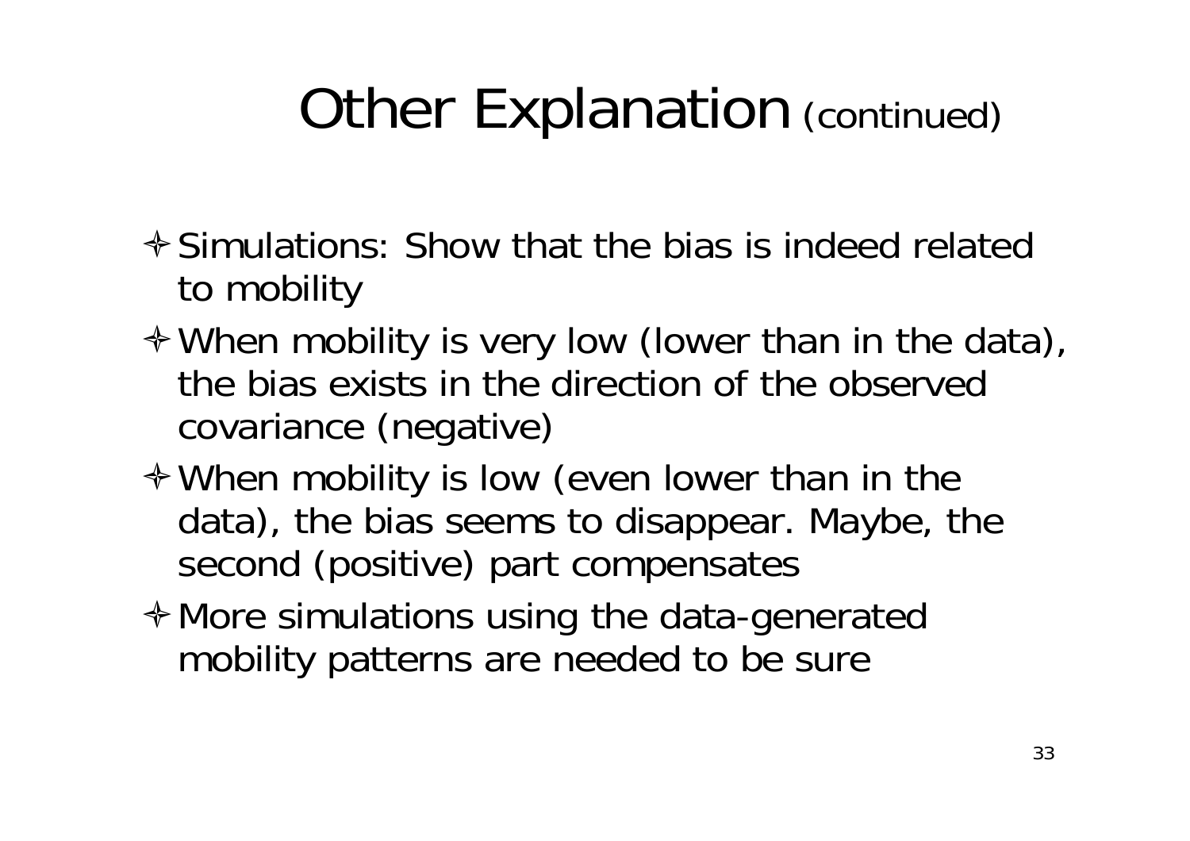# Other Explanation (continued)

- Simulations: Show that the bias is indeed related to mobility
- When mobility is very low (lower than in the data), the bias exists in the direction of the observed covariance (negative)
- When mobility is low (even lower than in the data), the bias seems to disappear. Maybe, the second (positive) part compensates
- More simulations using the data-generated mobility patterns are needed to be sure